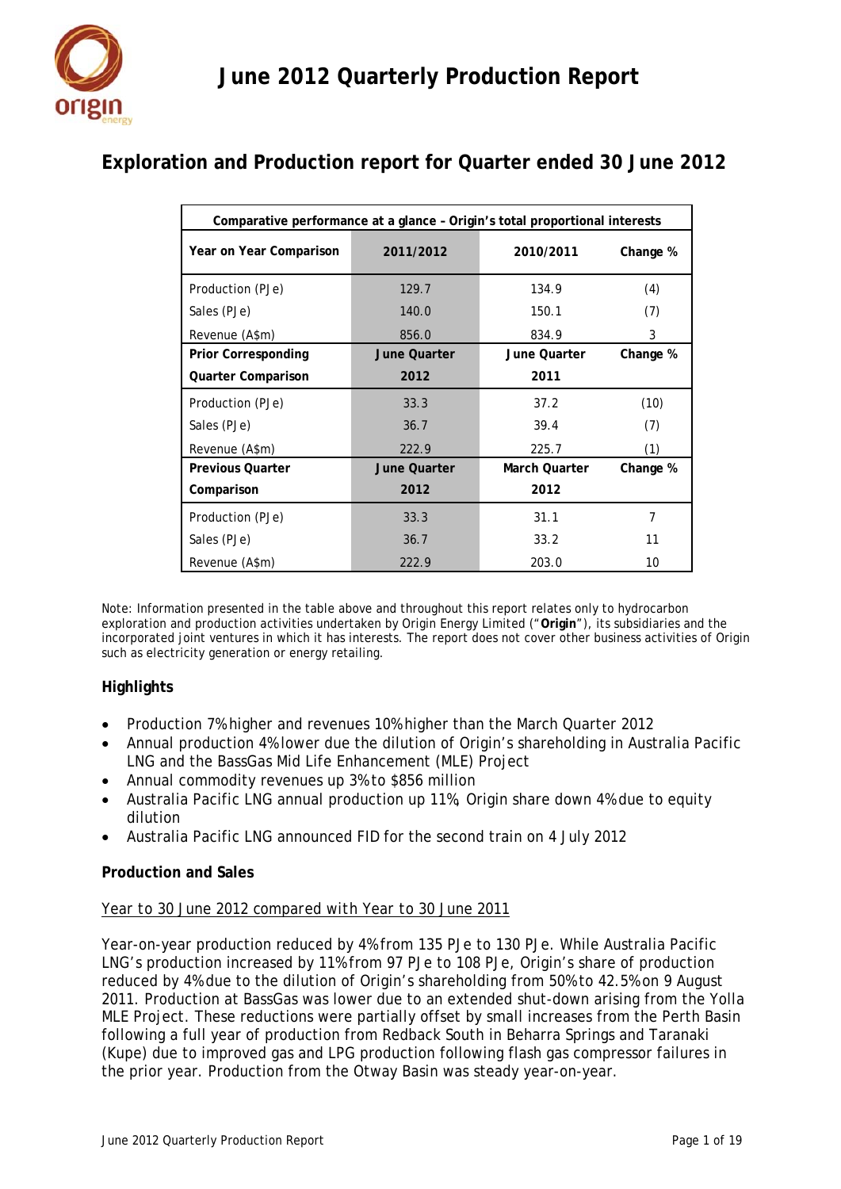# June 2012 Quarterly Production Report

## Exploration and Production report for Quarter ended 30 June 2012

| Comparative performance at a glance – Origin's total proportional interests | | | |
|---|---|---|---|
| **Year on Year Comparison** | **2011/2012** | **2010/2011** | **Change %** |
| Production (PJe) | 129.7 | 134.9 | (4) |
| Sales (PJe) | 140.0 | 150.1 | (7) |
| Revenue (A$m) | 856.0 | 834.9 | 3 |
| **Prior Corresponding Quarter Comparison** | **June Quarter 2012** | **June Quarter 2011** | **Change %** |
| Production (PJe) | 33.3 | 37.2 | (10) |
| Sales (PJe) | 36.7 | 39.4 | (7) |
| Revenue (A$m) | 222.9 | 225.7 | (1) |
| **Previous Quarter Comparison** | **June Quarter 2012** | **March Quarter 2012** | **Change %** |
| Production (PJe) | 33.3 | 31.1 | 7 |
| Sales (PJe) | 36.7 | 33.2 | 11 |
| Revenue (A$m) | 222.9 | 203.0 | 10 |

Note: Information presented in the table above and throughout this report relates only to hydrocarbon exploration and production activities undertaken by Origin Energy Limited ("**Origin**"), its subsidiaries and the incorporated joint ventures in which it has interests. The report does not cover other business activities of Origin such as electricity generation or energy retailing.

### Highlights

- Production 7% higher and revenues 10% higher than the March Quarter 2012
- Annual production 4% lower due the dilution of Origin's shareholding in Australia Pacific LNG and the BassGas Mid Life Enhancement (MLE) Project
- Annual commodity revenues up 3% to $856 million
- Australia Pacific LNG annual production up 11%, Origin share down 4% due to equity dilution
- Australia Pacific LNG announced FID for the second train on 4 July 2012

### Production and Sales

Year to 30 June 2012 compared with Year to 30 June 2011

Year-on-year production reduced by 4% from 135 PJe to 130 PJe. While Australia Pacific LNG's production increased by 11% from 97 PJe to 108 PJe, Origin's share of production reduced by 4% due to the dilution of Origin's shareholding from 50% to 42.5% on 9 August 2011. Production at BassGas was lower due to an extended shut-down arising from the Yolla MLE Project. These reductions were partially offset by small increases from the Perth Basin following a full year of production from Redback South in Beharra Springs and Taranaki (Kupe) due to improved gas and LPG production following flash gas compressor failures in the prior year. Production from the Otway Basin was steady year-on-year.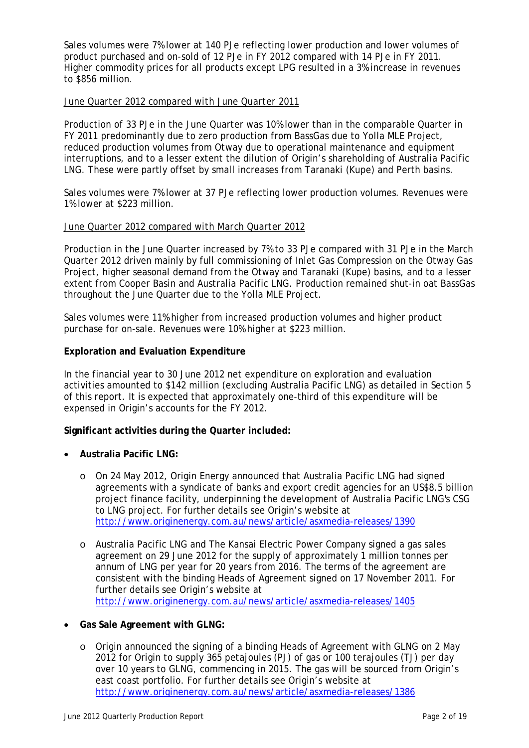Sales volumes were 7% lower at 140 PJe reflecting lower production and lower volumes of product purchased and on-sold of 12 PJe in FY 2012 compared with 14 PJe in FY 2011. Higher commodity prices for all products except LPG resulted in a 3% increase in revenues to $856 million.

June Quarter 2012 compared with June Quarter 2011

Production of 33 PJe in the June Quarter was 10% lower than in the comparable Quarter in FY 2011 predominantly due to zero production from BassGas due to Yolla MLE Project, reduced production volumes from Otway due to operational maintenance and equipment interruptions, and to a lesser extent the dilution of Origin's shareholding of Australia Pacific LNG. These were partly offset by small increases from Taranaki (Kupe) and Perth basins.

Sales volumes were 7% lower at 37 PJe reflecting lower production volumes. Revenues were 1% lower at $223 million.

June Quarter 2012 compared with March Quarter 2012

Production in the June Quarter increased by 7% to 33 PJe compared with 31 PJe in the March Quarter 2012 driven mainly by full commissioning of Inlet Gas Compression on the Otway Gas Project, higher seasonal demand from the Otway and Taranaki (Kupe) basins, and to a lesser extent from Cooper Basin and Australia Pacific LNG. Production remained shut-in oat BassGas throughout the June Quarter due to the Yolla MLE Project.

Sales volumes were 11% higher from increased production volumes and higher product purchase for on-sale. Revenues were 10% higher at $223 million.

**Exploration and Evaluation Expenditure**

In the financial year to 30 June 2012 net expenditure on exploration and evaluation activities amounted to $142 million (excluding Australia Pacific LNG) as detailed in Section 5 of this report. It is expected that approximately one-third of this expenditure will be expensed in Origin's accounts for the FY 2012.

**Significant activities during the Quarter included:**

- **Australia Pacific LNG:**
  - On 24 May 2012, Origin Energy announced that Australia Pacific LNG had signed agreements with a syndicate of banks and export credit agencies for an US$8.5 billion project finance facility, underpinning the development of Australia Pacific LNG's CSG to LNG project. For further details see Origin's website at http://www.originenergy.com.au/news/article/asxmedia-releases/1390
  - Australia Pacific LNG and The Kansai Electric Power Company signed a gas sales agreement on 29 June 2012 for the supply of approximately 1 million tonnes per annum of LNG per year for 20 years from 2016. The terms of the agreement are consistent with the binding Heads of Agreement signed on 17 November 2011. For further details see Origin's website at http://www.originenergy.com.au/news/article/asxmedia-releases/1405
- **Gas Sale Agreement with GLNG:**
  - Origin announced the signing of a binding Heads of Agreement with GLNG on 2 May 2012 for Origin to supply 365 petajoules (PJ) of gas or 100 terajoules (TJ) per day over 10 years to GLNG, commencing in 2015. The gas will be sourced from Origin's east coast portfolio. For further details see Origin's website at http://www.originenergy.com.au/news/article/asxmedia-releases/1386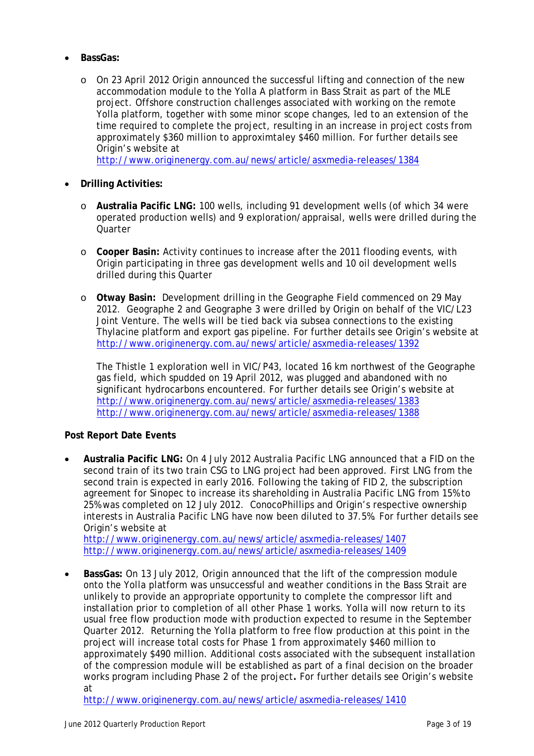- **BassGas:**
  - On 23 April 2012 Origin announced the successful lifting and connection of the new accommodation module to the Yolla A platform in Bass Strait as part of the MLE project. Offshore construction challenges associated with working on the remote Yolla platform, together with some minor scope changes, led to an extension of the time required to complete the project, resulting in an increase in project costs from approximately $360 million to approximtaley $460 million. For further details see Origin's website at http://www.originenergy.com.au/news/article/asxmedia-releases/1384

- **Drilling Activities:**
  - **Australia Pacific LNG:** 100 wells, including 91 development wells (of which 34 were operated production wells) and 9 exploration/appraisal, wells were drilled during the Quarter
  - **Cooper Basin:** Activity continues to increase after the 2011 flooding events, with Origin participating in three gas development wells and 10 oil development wells drilled during this Quarter
  - **Otway Basin:** Development drilling in the Geographe Field commenced on 29 May 2012. Geographe 2 and Geographe 3 were drilled by Origin on behalf of the VIC/L23 Joint Venture. The wells will be tied back via subsea connections to the existing Thylacine platform and export gas pipeline. For further details see Origin's website at http://www.originenergy.com.au/news/article/asxmedia-releases/1392

    The Thistle 1 exploration well in VIC/P43, located 16 km northwest of the Geographe gas field, which spudded on 19 April 2012, was plugged and abandoned with no significant hydrocarbons encountered. For further details see Origin's website at http://www.originenergy.com.au/news/article/asxmedia-releases/1383 http://www.originenergy.com.au/news/article/asxmedia-releases/1388

**Post Report Date Events**

- **Australia Pacific LNG:** On 4 July 2012 Australia Pacific LNG announced that a FID on the second train of its two train CSG to LNG project had been approved. First LNG from the second train is expected in early 2016. Following the taking of FID 2, the subscription agreement for Sinopec to increase its shareholding in Australia Pacific LNG from 15% to 25% was completed on 12 July 2012. ConocoPhillips and Origin's respective ownership interests in Australia Pacific LNG have now been diluted to 37.5%. For further details see Origin's website at
  http://www.originenergy.com.au/news/article/asxmedia-releases/1407
  http://www.originenergy.com.au/news/article/asxmedia-releases/1409

- **BassGas:** On 13 July 2012, Origin announced that the lift of the compression module onto the Yolla platform was unsuccessful and weather conditions in the Bass Strait are unlikely to provide an appropriate opportunity to complete the compressor lift and installation prior to completion of all other Phase 1 works. Yolla will now return to its usual free flow production mode with production expected to resume in the September Quarter 2012. Returning the Yolla platform to free flow production at this point in the project will increase total costs for Phase 1 from approximately $460 million to approximately $490 million. Additional costs associated with the subsequent installation of the compression module will be established as part of a final decision on the broader works program including Phase 2 of the project**.** For further details see Origin's website at
  http://www.originenergy.com.au/news/article/asxmedia-releases/1410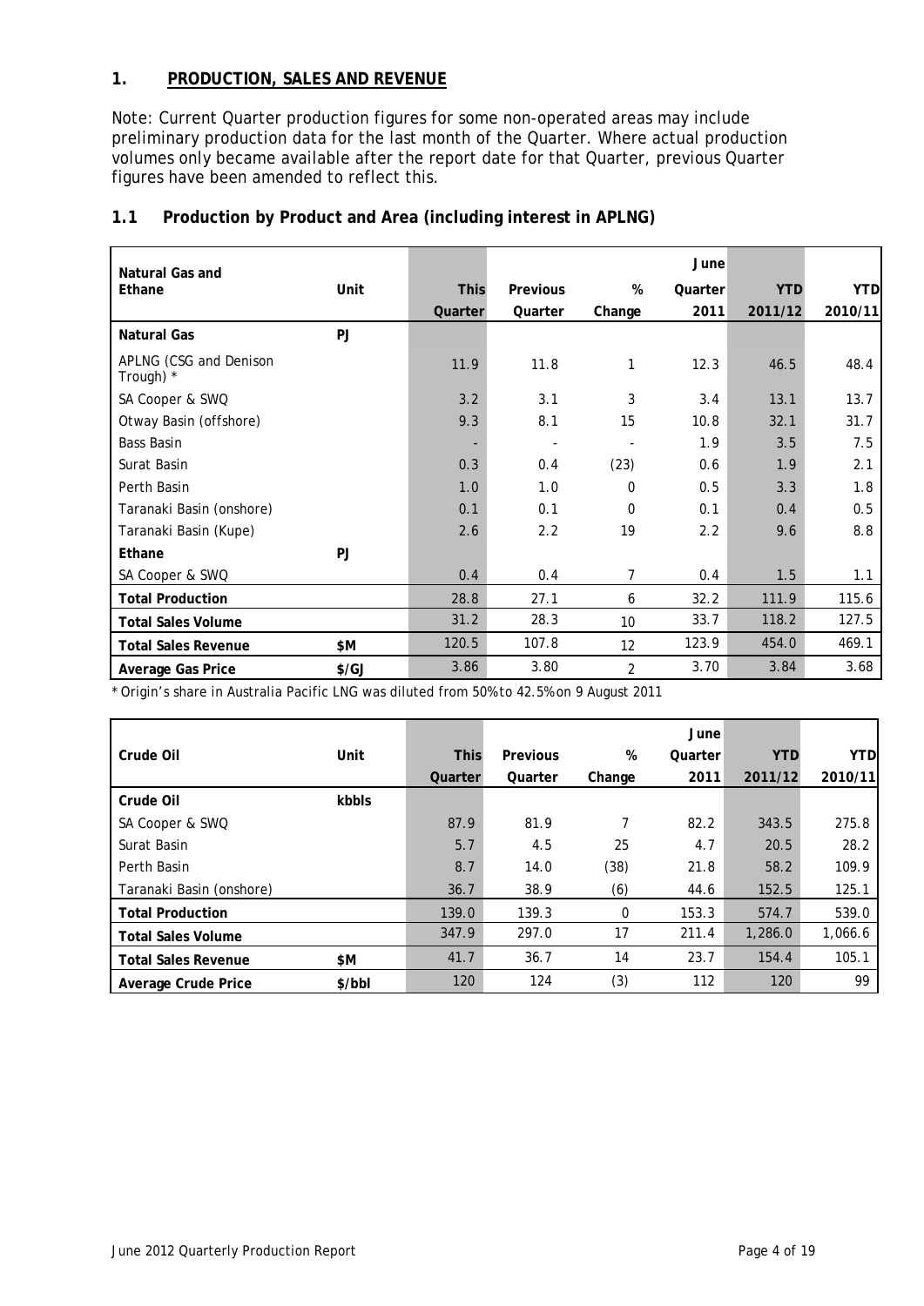## 1. PRODUCTION, SALES AND REVENUE

Note: Current Quarter production figures for some non-operated areas may include preliminary production data for the last month of the Quarter. Where actual production volumes only became available after the report date for that Quarter, previous Quarter figures have been amended to reflect this.

### 1.1 Production by Product and Area (including interest in APLNG)

| Natural Gas and Ethane | Unit | This Quarter | Previous Quarter | % Change | June Quarter 2011 | YTD 2011/12 | YTD 2010/11 |
|---|---|---|---|---|---|---|---|
| **Natural Gas** | PJ | | | | | | |
| APLNG (CSG and Denison Trough) * | | 11.9 | 11.8 | 1 | 12.3 | 46.5 | 48.4 |
| SA Cooper & SWQ | | 3.2 | 3.1 | 3 | 3.4 | 13.1 | 13.7 |
| Otway Basin (offshore) | | 9.3 | 8.1 | 15 | 10.8 | 32.1 | 31.7 |
| Bass Basin | | - | - | - | 1.9 | 3.5 | 7.5 |
| Surat Basin | | 0.3 | 0.4 | (23) | 0.6 | 1.9 | 2.1 |
| Perth Basin | | 1.0 | 1.0 | 0 | 0.5 | 3.3 | 1.8 |
| Taranaki Basin (onshore) | | 0.1 | 0.1 | 0 | 0.1 | 0.4 | 0.5 |
| Taranaki Basin (Kupe) | | 2.6 | 2.2 | 19 | 2.2 | 9.6 | 8.8 |
| **Ethane** | PJ | | | | | | |
| SA Cooper & SWQ | | 0.4 | 0.4 | 7 | 0.4 | 1.5 | 1.1 |
| **Total Production** | | 28.8 | 27.1 | 6 | 32.2 | 111.9 | 115.6 |
| **Total Sales Volume** | | 31.2 | 28.3 | 10 | 33.7 | 118.2 | 127.5 |
| **Total Sales Revenue** | $M | 120.5 | 107.8 | 12 | 123.9 | 454.0 | 469.1 |
| **Average Gas Price** | $/GJ | 3.86 | 3.80 | 2 | 3.70 | 3.84 | 3.68 |

* Origin's share in Australia Pacific LNG was diluted from 50% to 42.5% on 9 August 2011

| Crude Oil | Unit | This Quarter | Previous Quarter | % Change | June Quarter 2011 | YTD 2011/12 | YTD 2010/11 |
|---|---|---|---|---|---|---|---|
| **Crude Oil** | kbbls | | | | | | |
| SA Cooper & SWQ | | 87.9 | 81.9 | 7 | 82.2 | 343.5 | 275.8 |
| Surat Basin | | 5.7 | 4.5 | 25 | 4.7 | 20.5 | 28.2 |
| Perth Basin | | 8.7 | 14.0 | (38) | 21.8 | 58.2 | 109.9 |
| Taranaki Basin (onshore) | | 36.7 | 38.9 | (6) | 44.6 | 152.5 | 125.1 |
| **Total Production** | | 139.0 | 139.3 | 0 | 153.3 | 574.7 | 539.0 |
| **Total Sales Volume** | | 347.9 | 297.0 | 17 | 211.4 | 1,286.0 | 1,066.6 |
| **Total Sales Revenue** | $M | 41.7 | 36.7 | 14 | 23.7 | 154.4 | 105.1 |
| **Average Crude Price** | $/bbl | 120 | 124 | (3) | 112 | 120 | 99 |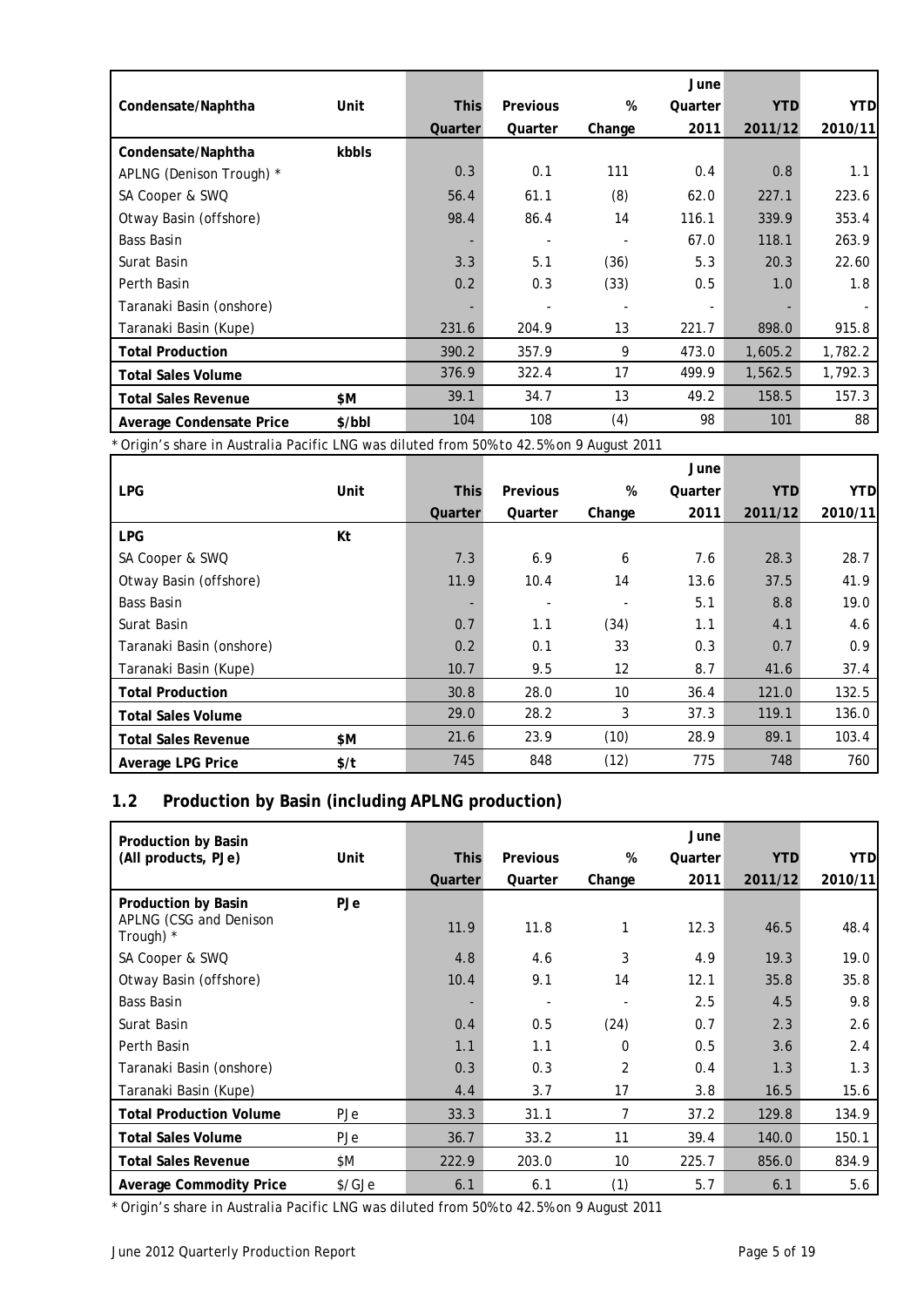| Condensate/Naphtha | Unit | This Quarter | Previous Quarter | % Change | June Quarter 2011 | YTD 2011/12 | YTD 2010/11 |
|---|---|---|---|---|---|---|---|
| **Condensate/Naphtha** | **kbbls** | | | | | | |
| APLNG (Denison Trough) * | | 0.3 | 0.1 | 111 | 0.4 | 0.8 | 1.1 |
| SA Cooper & SWQ | | 56.4 | 61.1 | (8) | 62.0 | 227.1 | 223.6 |
| Otway Basin (offshore) | | 98.4 | 86.4 | 14 | 116.1 | 339.9 | 353.4 |
| Bass Basin | | - | - | - | 67.0 | 118.1 | 263.9 |
| Surat Basin | | 3.3 | 5.1 | (36) | 5.3 | 20.3 | 22.60 |
| Perth Basin | | 0.2 | 0.3 | (33) | 0.5 | 1.0 | 1.8 |
| Taranaki Basin (onshore) | | - | - | - | - | - | - |
| Taranaki Basin (Kupe) | | 231.6 | 204.9 | 13 | 221.7 | 898.0 | 915.8 |
| **Total Production** | | 390.2 | 357.9 | 9 | 473.0 | 1,605.2 | 1,782.2 |
| **Total Sales Volume** | | 376.9 | 322.4 | 17 | 499.9 | 1,562.5 | 1,792.3 |
| **Total Sales Revenue** | **$M** | 39.1 | 34.7 | 13 | 49.2 | 158.5 | 157.3 |
| **Average Condensate Price** | **$/bbl** | 104 | 108 | (4) | 98 | 101 | 88 |

* Origin's share in Australia Pacific LNG was diluted from 50% to 42.5% on 9 August 2011

| LPG | Unit | This Quarter | Previous Quarter | % Change | June Quarter 2011 | YTD 2011/12 | YTD 2010/11 |
|---|---|---|---|---|---|---|---|
| **LPG** | **Kt** | | | | | | |
| SA Cooper & SWQ | | 7.3 | 6.9 | 6 | 7.6 | 28.3 | 28.7 |
| Otway Basin (offshore) | | 11.9 | 10.4 | 14 | 13.6 | 37.5 | 41.9 |
| Bass Basin | | - | - | - | 5.1 | 8.8 | 19.0 |
| Surat Basin | | 0.7 | 1.1 | (34) | 1.1 | 4.1 | 4.6 |
| Taranaki Basin (onshore) | | 0.2 | 0.1 | 33 | 0.3 | 0.7 | 0.9 |
| Taranaki Basin (Kupe) | | 10.7 | 9.5 | 12 | 8.7 | 41.6 | 37.4 |
| **Total Production** | | 30.8 | 28.0 | 10 | 36.4 | 121.0 | 132.5 |
| **Total Sales Volume** | | 29.0 | 28.2 | 3 | 37.3 | 119.1 | 136.0 |
| **Total Sales Revenue** | **$M** | 21.6 | 23.9 | (10) | 28.9 | 89.1 | 103.4 |
| **Average LPG Price** | **$/t** | 745 | 848 | (12) | 775 | 748 | 760 |

## 1.2 Production by Basin (including APLNG production)

| Production by Basin (All products, PJe) | Unit | This Quarter | Previous Quarter | % Change | June Quarter 2011 | YTD 2011/12 | YTD 2010/11 |
|---|---|---|---|---|---|---|---|
| **Production by Basin** | **PJe** | | | | | | |
| APLNG (CSG and Denison Trough) * | | 11.9 | 11.8 | 1 | 12.3 | 46.5 | 48.4 |
| SA Cooper & SWQ | | 4.8 | 4.6 | 3 | 4.9 | 19.3 | 19.0 |
| Otway Basin (offshore) | | 10.4 | 9.1 | 14 | 12.1 | 35.8 | 35.8 |
| Bass Basin | | - | - | - | 2.5 | 4.5 | 9.8 |
| Surat Basin | | 0.4 | 0.5 | (24) | 0.7 | 2.3 | 2.6 |
| Perth Basin | | 1.1 | 1.1 | 0 | 0.5 | 3.6 | 2.4 |
| Taranaki Basin (onshore) | | 0.3 | 0.3 | 2 | 0.4 | 1.3 | 1.3 |
| Taranaki Basin (Kupe) | | 4.4 | 3.7 | 17 | 3.8 | 16.5 | 15.6 |
| **Total Production Volume** | PJe | 33.3 | 31.1 | 7 | 37.2 | 129.8 | 134.9 |
| **Total Sales Volume** | PJe | 36.7 | 33.2 | 11 | 39.4 | 140.0 | 150.1 |
| **Total Sales Revenue** | $M | 222.9 | 203.0 | 10 | 225.7 | 856.0 | 834.9 |
| **Average Commodity Price** | $/GJe | 6.1 | 6.1 | (1) | 5.7 | 6.1 | 5.6 |

* Origin's share in Australia Pacific LNG was diluted from 50% to 42.5% on 9 August 2011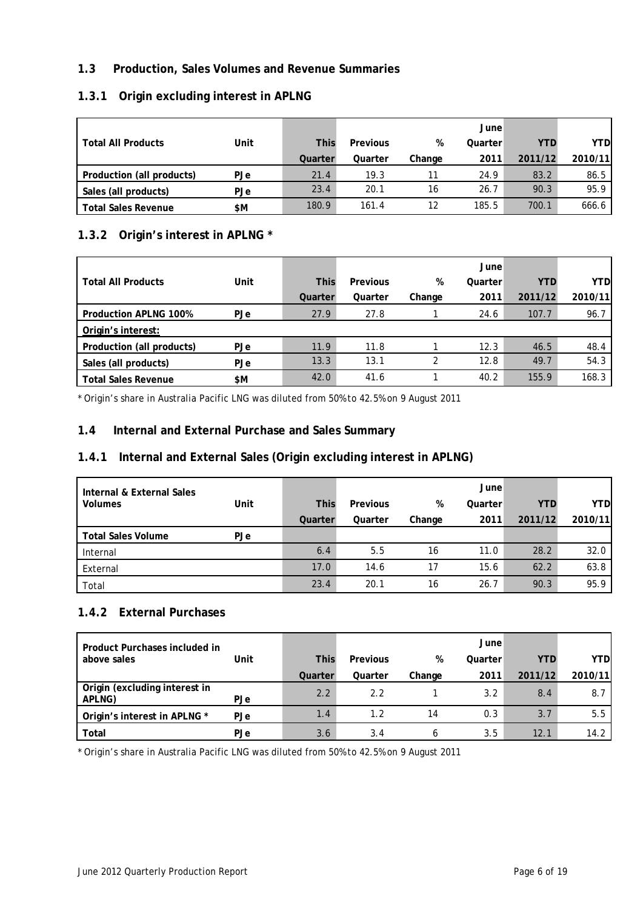## 1.3 Production, Sales Volumes and Revenue Summaries

### 1.3.1 Origin excluding interest in APLNG

| Total All Products | Unit | This Quarter | Previous Quarter | % Change | June Quarter 2011 | YTD 2011/12 | YTD 2010/11 |
|---|---|---|---|---|---|---|---|
| Production (all products) | PJe | 21.4 | 19.3 | 11 | 24.9 | 83.2 | 86.5 |
| Sales (all products) | PJe | 23.4 | 20.1 | 16 | 26.7 | 90.3 | 95.9 |
| Total Sales Revenue | $M | 180.9 | 161.4 | 12 | 185.5 | 700.1 | 666.6 |

### 1.3.2 Origin's interest in APLNG *

| Total All Products | Unit | This Quarter | Previous Quarter | % Change | June Quarter 2011 | YTD 2011/12 | YTD 2010/11 |
|---|---|---|---|---|---|---|---|
| Production APLNG 100% | PJe | 27.9 | 27.8 | 1 | 24.6 | 107.7 | 96.7 |
| Origin's interest: | | | | | | | |
| Production (all products) | PJe | 11.9 | 11.8 | 1 | 12.3 | 46.5 | 48.4 |
| Sales (all products) | PJe | 13.3 | 13.1 | 2 | 12.8 | 49.7 | 54.3 |
| Total Sales Revenue | $M | 42.0 | 41.6 | 1 | 40.2 | 155.9 | 168.3 |

* Origin's share in Australia Pacific LNG was diluted from 50% to 42.5% on 9 August 2011

## 1.4 Internal and External Purchase and Sales Summary

### 1.4.1 Internal and External Sales (Origin excluding interest in APLNG)

| Internal & External Sales Volumes | Unit | This Quarter | Previous Quarter | % Change | June Quarter 2011 | YTD 2011/12 | YTD 2010/11 |
|---|---|---|---|---|---|---|---|
| Total Sales Volume | PJe | | | | | | |
| Internal | | 6.4 | 5.5 | 16 | 11.0 | 28.2 | 32.0 |
| External | | 17.0 | 14.6 | 17 | 15.6 | 62.2 | 63.8 |
| Total | | 23.4 | 20.1 | 16 | 26.7 | 90.3 | 95.9 |

### 1.4.2 External Purchases

| Product Purchases included in above sales | Unit | This Quarter | Previous Quarter | % Change | June Quarter 2011 | YTD 2011/12 | YTD 2010/11 |
|---|---|---|---|---|---|---|---|
| Origin (excluding interest in APLNG) | PJe | 2.2 | 2.2 | 1 | 3.2 | 8.4 | 8.7 |
| Origin's interest in APLNG * | PJe | 1.4 | 1.2 | 14 | 0.3 | 3.7 | 5.5 |
| Total | PJe | 3.6 | 3.4 | 6 | 3.5 | 12.1 | 14.2 |

* Origin's share in Australia Pacific LNG was diluted from 50% to 42.5% on 9 August 2011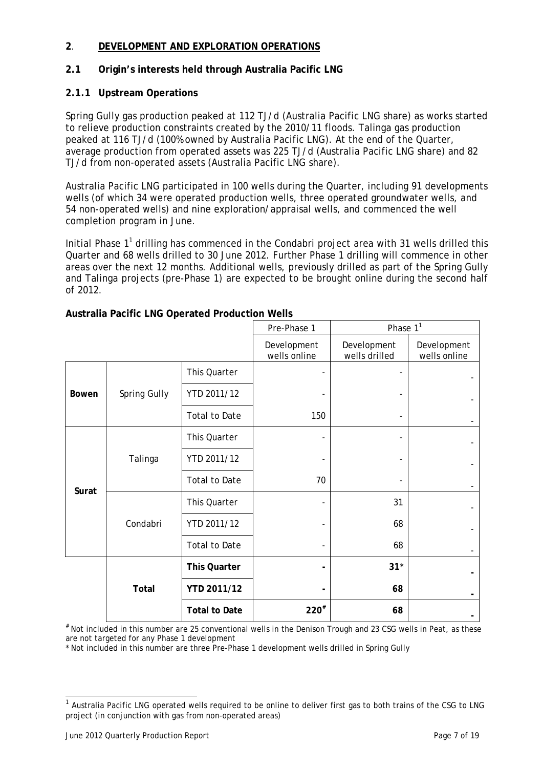## 2. DEVELOPMENT AND EXPLORATION OPERATIONS

### 2.1 Origin's interests held through Australia Pacific LNG

#### 2.1.1 Upstream Operations

Spring Gully gas production peaked at 112 TJ/d (Australia Pacific LNG share) as works started to relieve production constraints created by the 2010/11 floods. Talinga gas production peaked at 116 TJ/d (100% owned by Australia Pacific LNG). At the end of the Quarter, average production from operated assets was 225 TJ/d (Australia Pacific LNG share) and 82 TJ/d from non-operated assets (Australia Pacific LNG share).

Australia Pacific LNG participated in 100 wells during the Quarter, including 91 developments wells (of which 34 were operated production wells, three operated groundwater wells, and 54 non-operated wells) and nine exploration/appraisal wells, and commenced the well completion program in June.

Initial Phase 1[1] drilling has commenced in the Condabri project area with 31 wells drilled this Quarter and 68 wells drilled to 30 June 2012. Further Phase 1 drilling will commence in other areas over the next 12 months. Additional wells, previously drilled as part of the Spring Gully and Talinga projects (pre-Phase 1) are expected to be brought online during the second half of 2012.

**Australia Pacific LNG Operated Production Wells**

| | | | Pre-Phase 1 | Phase 1[1] | |
|---|---|---|---|---|---|
| | | | Development wells online | Development wells drilled | Development wells online |
| Bowen | Spring Gully | This Quarter | - | - | - |
| | | YTD 2011/12 | - | - | - |
| | | Total to Date | 150 | - | - |
| Surat | Talinga | This Quarter | - | - | - |
| | | YTD 2011/12 | - | - | - |
| | | Total to Date | 70 | - | - |
| | Condabri | This Quarter | - | 31 | - |
| | | YTD 2011/12 | - | 68 | - |
| | | Total to Date | - | 68 | - |
| | **Total** | **This Quarter** | **-** | **31*** | **-** |
| | | **YTD 2011/12** | **-** | **68** | **-** |
| | | **Total to Date** | **220#** | **68** | **-** |

\# Not included in this number are 25 conventional wells in the Denison Trough and 23 CSG wells in Peat, as these are not targeted for any Phase 1 development

\* Not included in this number are three Pre-Phase 1 development wells drilled in Spring Gully

[1] Australia Pacific LNG operated wells required to be online to deliver first gas to both trains of the CSG to LNG project (in conjunction with gas from non-operated areas)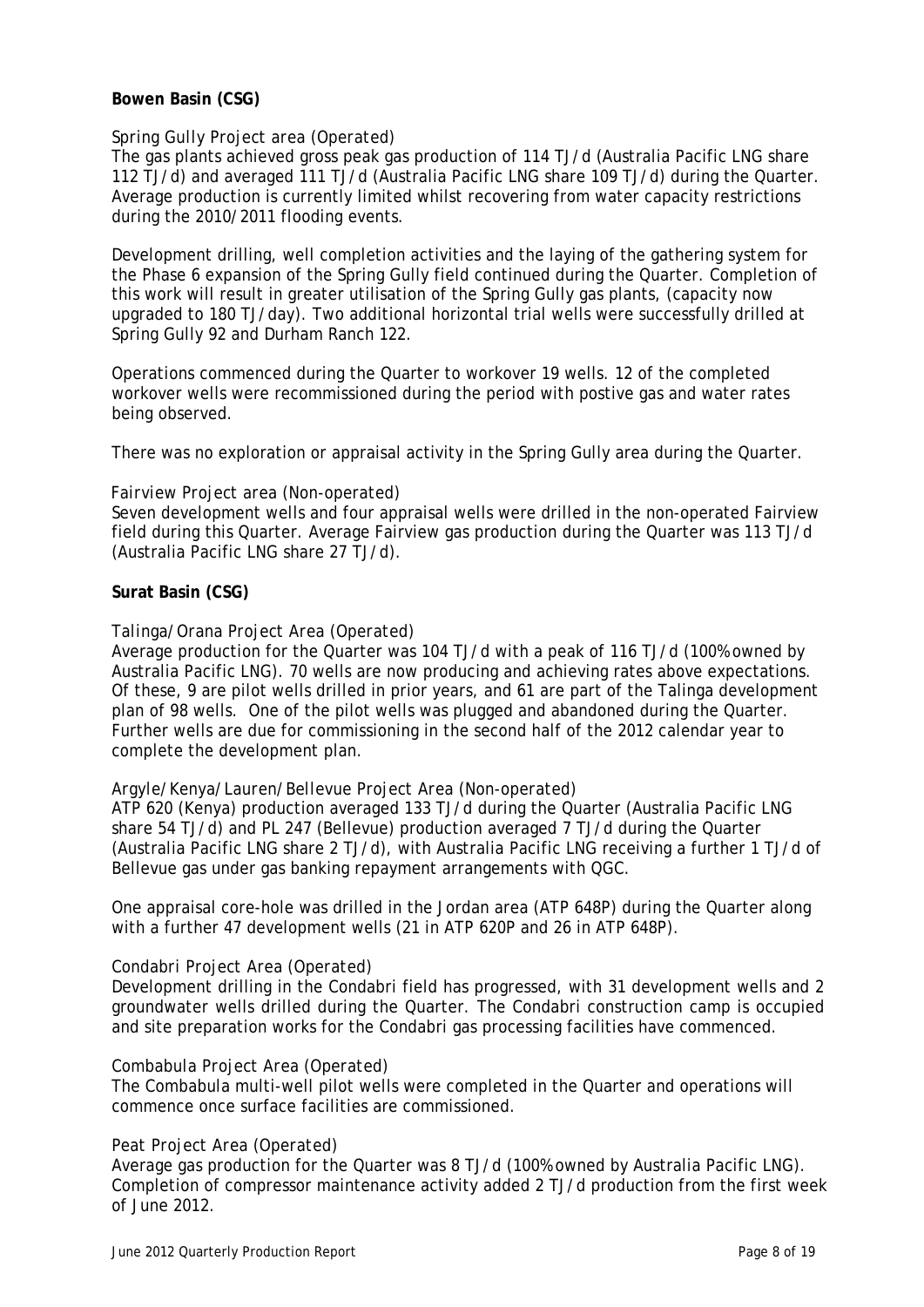**Bowen Basin (CSG)**

*Spring Gully Project area (Operated)*

The gas plants achieved gross peak gas production of 114 TJ/d (Australia Pacific LNG share 112 TJ/d) and averaged 111 TJ/d (Australia Pacific LNG share 109 TJ/d) during the Quarter. Average production is currently limited whilst recovering from water capacity restrictions during the 2010/2011 flooding events.

Development drilling, well completion activities and the laying of the gathering system for the Phase 6 expansion of the Spring Gully field continued during the Quarter. Completion of this work will result in greater utilisation of the Spring Gully gas plants, (capacity now upgraded to 180 TJ/day). Two additional horizontal trial wells were successfully drilled at Spring Gully 92 and Durham Ranch 122.

Operations commenced during the Quarter to workover 19 wells. 12 of the completed workover wells were recommissioned during the period with postive gas and water rates being observed.

There was no exploration or appraisal activity in the Spring Gully area during the Quarter.

*Fairview Project area (Non-operated)*

Seven development wells and four appraisal wells were drilled in the non-operated Fairview field during this Quarter. Average Fairview gas production during the Quarter was 113 TJ/d (Australia Pacific LNG share 27 TJ/d).

**Surat Basin (CSG)**

*Talinga/Orana Project Area (Operated)*

Average production for the Quarter was 104 TJ/d with a peak of 116 TJ/d (100% owned by Australia Pacific LNG). 70 wells are now producing and achieving rates above expectations. Of these, 9 are pilot wells drilled in prior years, and 61 are part of the Talinga development plan of 98 wells. One of the pilot wells was plugged and abandoned during the Quarter. Further wells are due for commissioning in the second half of the 2012 calendar year to complete the development plan.

*Argyle/Kenya/Lauren/Bellevue Project Area (Non-operated)*

ATP 620 (Kenya) production averaged 133 TJ/d during the Quarter (Australia Pacific LNG share 54 TJ/d) and PL 247 (Bellevue) production averaged 7 TJ/d during the Quarter (Australia Pacific LNG share 2 TJ/d), with Australia Pacific LNG receiving a further 1 TJ/d of Bellevue gas under gas banking repayment arrangements with QGC.

One appraisal core-hole was drilled in the Jordan area (ATP 648P) during the Quarter along with a further 47 development wells (21 in ATP 620P and 26 in ATP 648P).

*Condabri Project Area (Operated)*

Development drilling in the Condabri field has progressed, with 31 development wells and 2 groundwater wells drilled during the Quarter. The Condabri construction camp is occupied and site preparation works for the Condabri gas processing facilities have commenced.

*Combabula Project Area (Operated)*

The Combabula multi-well pilot wells were completed in the Quarter and operations will commence once surface facilities are commissioned.

*Peat Project Area (Operated)*

Average gas production for the Quarter was 8 TJ/d (100% owned by Australia Pacific LNG). Completion of compressor maintenance activity added 2 TJ/d production from the first week of June 2012.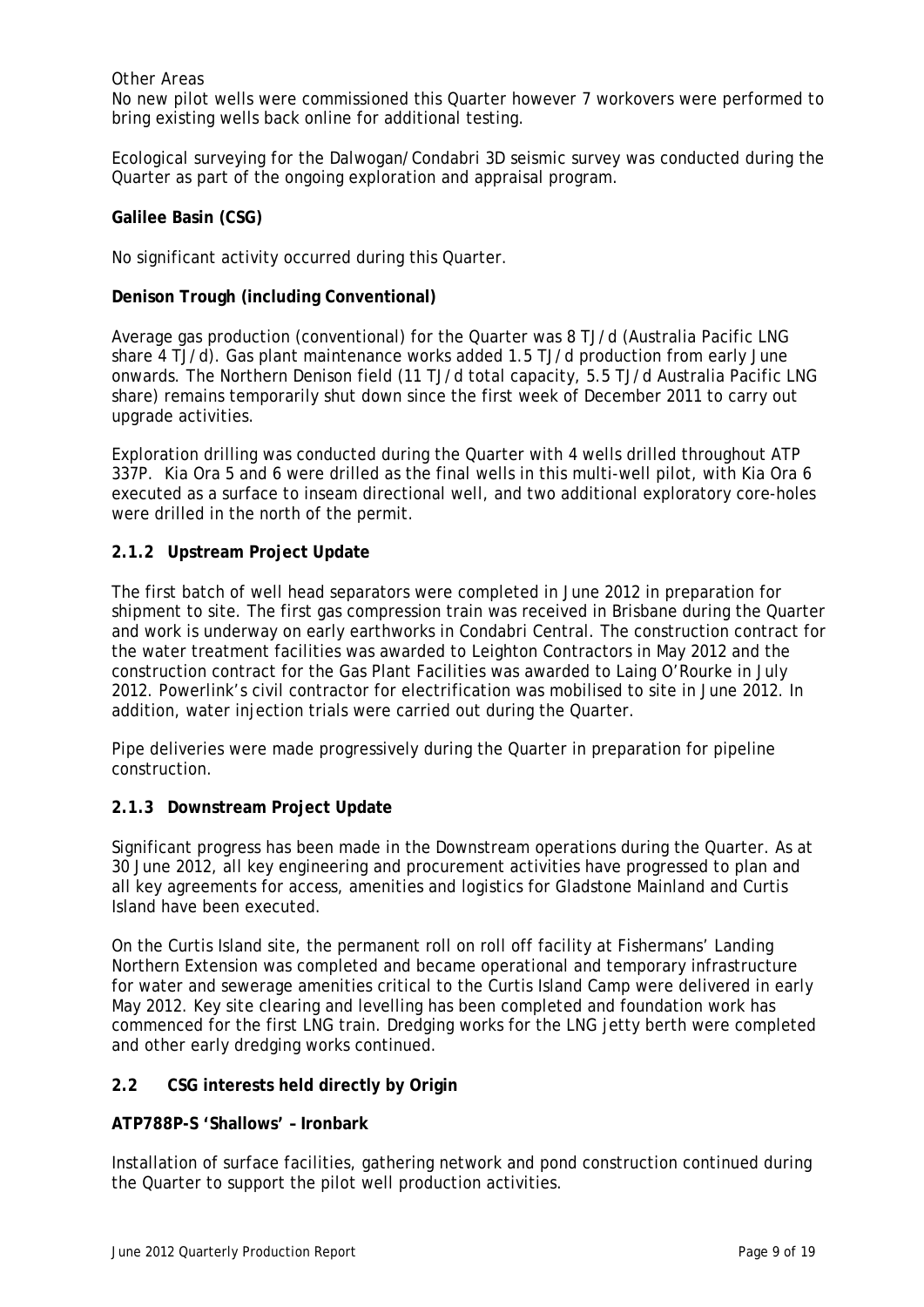Other Areas

No new pilot wells were commissioned this Quarter however 7 workovers were performed to bring existing wells back online for additional testing.

Ecological surveying for the Dalwogan/Condabri 3D seismic survey was conducted during the Quarter as part of the ongoing exploration and appraisal program.

**Galilee Basin (CSG)**

No significant activity occurred during this Quarter.

**Denison Trough (including Conventional)**

Average gas production (conventional) for the Quarter was 8 TJ/d (Australia Pacific LNG share 4 TJ/d). Gas plant maintenance works added 1.5 TJ/d production from early June onwards. The Northern Denison field (11 TJ/d total capacity, 5.5 TJ/d Australia Pacific LNG share) remains temporarily shut down since the first week of December 2011 to carry out upgrade activities.

Exploration drilling was conducted during the Quarter with 4 wells drilled throughout ATP 337P. Kia Ora 5 and 6 were drilled as the final wells in this multi-well pilot, with Kia Ora 6 executed as a surface to inseam directional well, and two additional exploratory core-holes were drilled in the north of the permit.

### 2.1.2 Upstream Project Update

The first batch of well head separators were completed in June 2012 in preparation for shipment to site. The first gas compression train was received in Brisbane during the Quarter and work is underway on early earthworks in Condabri Central. The construction contract for the water treatment facilities was awarded to Leighton Contractors in May 2012 and the construction contract for the Gas Plant Facilities was awarded to Laing O'Rourke in July 2012. Powerlink's civil contractor for electrification was mobilised to site in June 2012. In addition, water injection trials were carried out during the Quarter.

Pipe deliveries were made progressively during the Quarter in preparation for pipeline construction.

### 2.1.3 Downstream Project Update

Significant progress has been made in the Downstream operations during the Quarter. As at 30 June 2012, all key engineering and procurement activities have progressed to plan and all key agreements for access, amenities and logistics for Gladstone Mainland and Curtis Island have been executed.

On the Curtis Island site, the permanent roll on roll off facility at Fishermans' Landing Northern Extension was completed and became operational and temporary infrastructure for water and sewerage amenities critical to the Curtis Island Camp were delivered in early May 2012. Key site clearing and levelling has been completed and foundation work has commenced for the first LNG train. Dredging works for the LNG jetty berth were completed and other early dredging works continued.

## 2.2 CSG interests held directly by Origin

**ATP788P-S 'Shallows' – Ironbark**

Installation of surface facilities, gathering network and pond construction continued during the Quarter to support the pilot well production activities.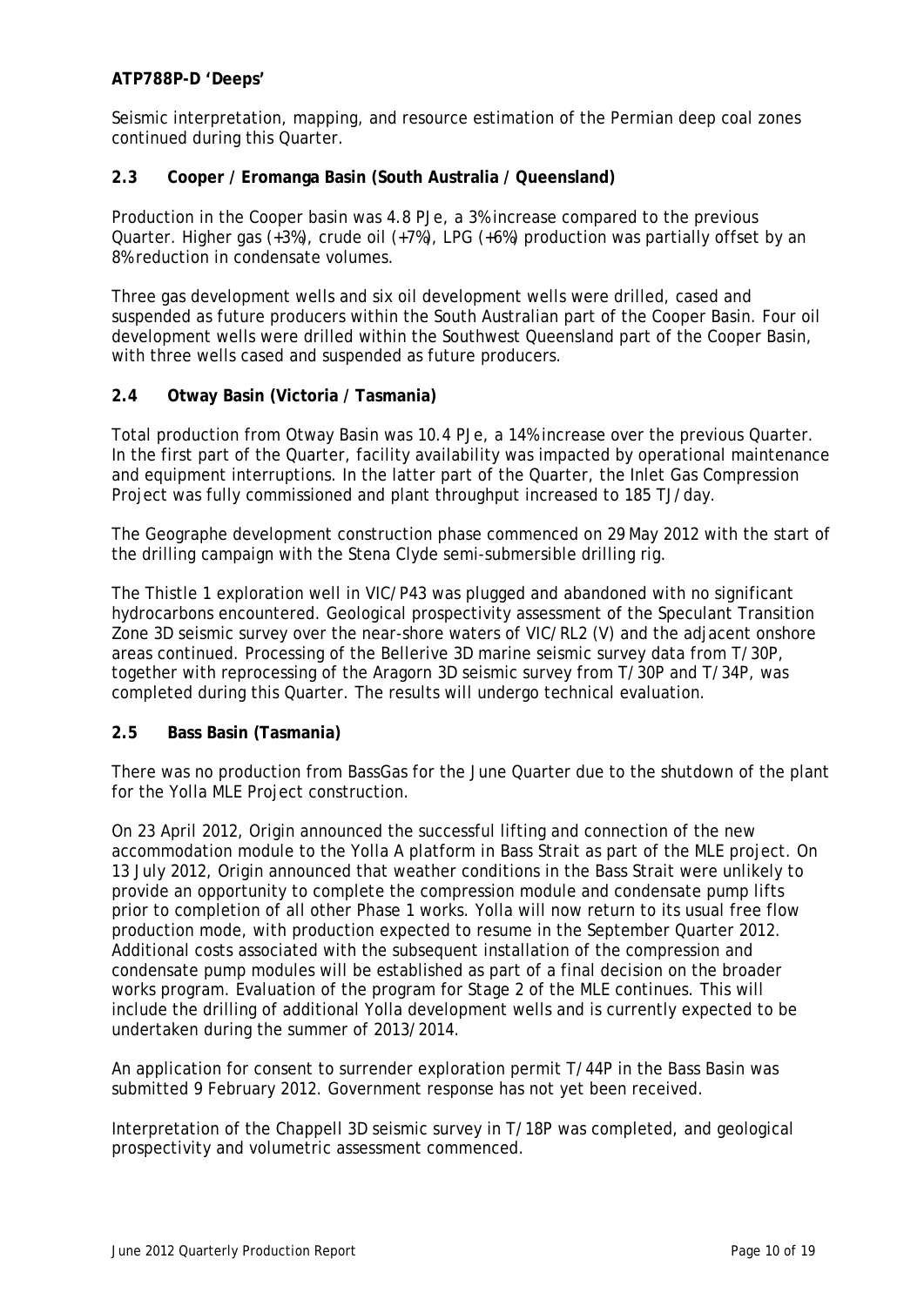**ATP788P-D 'Deeps'**

Seismic interpretation, mapping, and resource estimation of the Permian deep coal zones continued during this Quarter.

### 2.3 Cooper / Eromanga Basin (South Australia / Queensland)

Production in the Cooper basin was 4.8 PJe, a 3% increase compared to the previous Quarter. Higher gas (+3%), crude oil (+7%), LPG (+6%) production was partially offset by an 8% reduction in condensate volumes.

Three gas development wells and six oil development wells were drilled, cased and suspended as future producers within the South Australian part of the Cooper Basin. Four oil development wells were drilled within the Southwest Queensland part of the Cooper Basin, with three wells cased and suspended as future producers.

### 2.4 Otway Basin (Victoria / Tasmania)

Total production from Otway Basin was 10.4 PJe, a 14% increase over the previous Quarter. In the first part of the Quarter, facility availability was impacted by operational maintenance and equipment interruptions. In the latter part of the Quarter, the Inlet Gas Compression Project was fully commissioned and plant throughput increased to 185 TJ/day.

The Geographe development construction phase commenced on 29 May 2012 with the start of the drilling campaign with the Stena Clyde semi-submersible drilling rig.

The Thistle 1 exploration well in VIC/P43 was plugged and abandoned with no significant hydrocarbons encountered. Geological prospectivity assessment of the Speculant Transition Zone 3D seismic survey over the near-shore waters of VIC/RL2 (V) and the adjacent onshore areas continued. Processing of the Bellerive 3D marine seismic survey data from T/30P, together with reprocessing of the Aragorn 3D seismic survey from T/30P and T/34P, was completed during this Quarter. The results will undergo technical evaluation.

### 2.5 Bass Basin (Tasmania)

There was no production from BassGas for the June Quarter due to the shutdown of the plant for the Yolla MLE Project construction.

On 23 April 2012, Origin announced the successful lifting and connection of the new accommodation module to the Yolla A platform in Bass Strait as part of the MLE project. On 13 July 2012, Origin announced that weather conditions in the Bass Strait were unlikely to provide an opportunity to complete the compression module and condensate pump lifts prior to completion of all other Phase 1 works. Yolla will now return to its usual free flow production mode, with production expected to resume in the September Quarter 2012. Additional costs associated with the subsequent installation of the compression and condensate pump modules will be established as part of a final decision on the broader works program. Evaluation of the program for Stage 2 of the MLE continues. This will include the drilling of additional Yolla development wells and is currently expected to be undertaken during the summer of 2013/2014.

An application for consent to surrender exploration permit T/44P in the Bass Basin was submitted 9 February 2012. Government response has not yet been received.

Interpretation of the Chappell 3D seismic survey in T/18P was completed, and geological prospectivity and volumetric assessment commenced.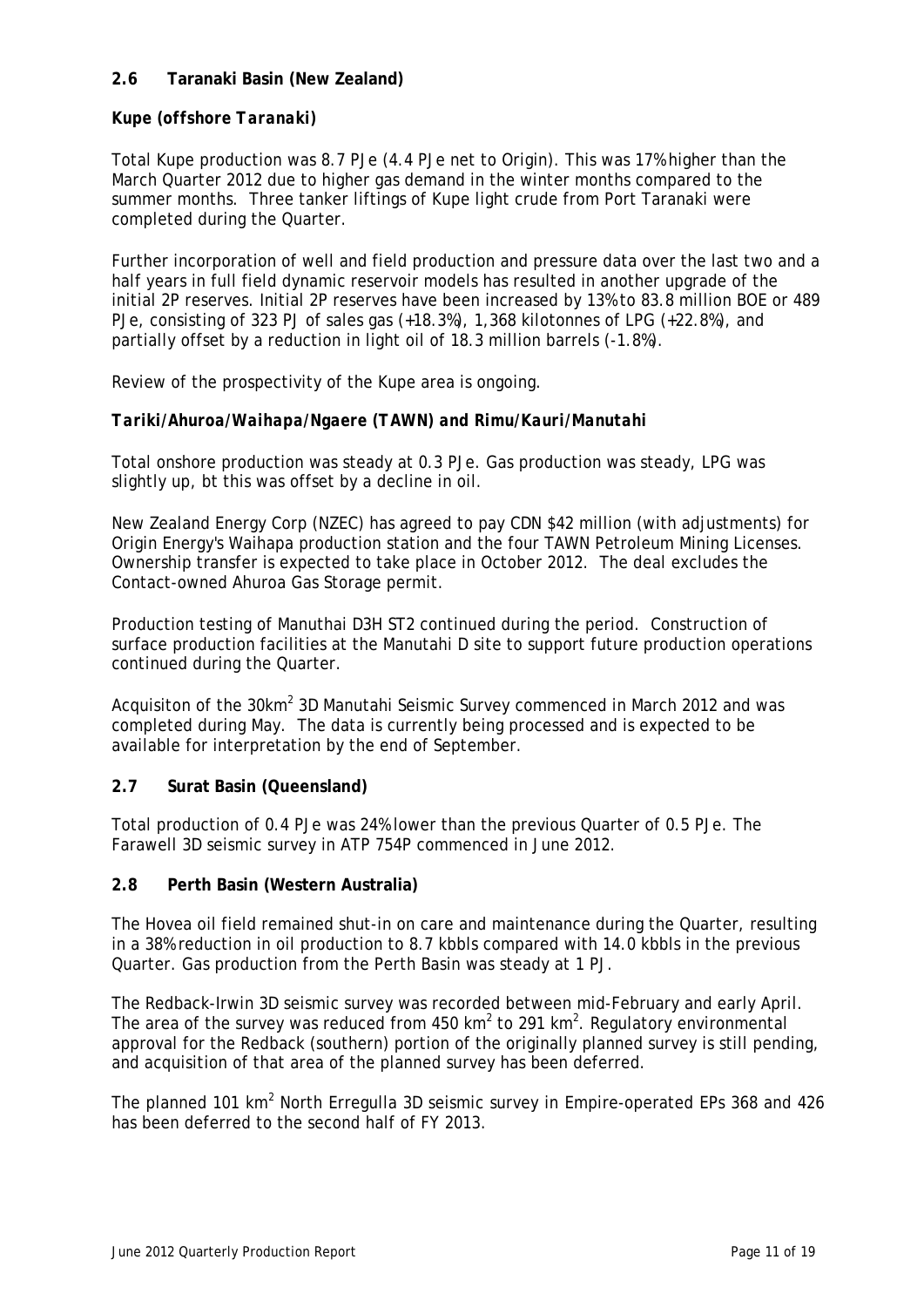## 2.6 Taranaki Basin (New Zealand)

### *Kupe (offshore Taranaki)*

Total Kupe production was 8.7 PJe (4.4 PJe net to Origin). This was 17% higher than the March Quarter 2012 due to higher gas demand in the winter months compared to the summer months. Three tanker liftings of Kupe light crude from Port Taranaki were completed during the Quarter.

Further incorporation of well and field production and pressure data over the last two and a half years in full field dynamic reservoir models has resulted in another upgrade of the initial 2P reserves. Initial 2P reserves have been increased by 13% to 83.8 million BOE or 489 PJe, consisting of 323 PJ of sales gas (+18.3%), 1,368 kilotonnes of LPG (+22.8%), and partially offset by a reduction in light oil of 18.3 million barrels (-1.8%).

Review of the prospectivity of the Kupe area is ongoing.

### *Tariki/Ahuroa/Waihapa/Ngaere (TAWN) and Rimu/Kauri/Manutahi*

Total onshore production was steady at 0.3 PJe. Gas production was steady, LPG was slightly up, bt this was offset by a decline in oil.

New Zealand Energy Corp (NZEC) has agreed to pay CDN $42 million (with adjustments) for Origin Energy's Waihapa production station and the four TAWN Petroleum Mining Licenses. Ownership transfer is expected to take place in October 2012. The deal excludes the Contact-owned Ahuroa Gas Storage permit.

Production testing of Manuthai D3H ST2 continued during the period. Construction of surface production facilities at the Manutahi D site to support future production operations continued during the Quarter.

Acquisiton of the 30km$^2$ 3D Manutahi Seismic Survey commenced in March 2012 and was completed during May. The data is currently being processed and is expected to be available for interpretation by the end of September.

## 2.7 Surat Basin (Queensland)

Total production of 0.4 PJe was 24% lower than the previous Quarter of 0.5 PJe. The Farawell 3D seismic survey in ATP 754P commenced in June 2012.

## 2.8 Perth Basin (Western Australia)

The Hovea oil field remained shut-in on care and maintenance during the Quarter, resulting in a 38% reduction in oil production to 8.7 kbbls compared with 14.0 kbbls in the previous Quarter. Gas production from the Perth Basin was steady at 1 PJ.

The Redback-Irwin 3D seismic survey was recorded between mid-February and early April. The area of the survey was reduced from 450 km$^2$ to 291 km$^2$. Regulatory environmental approval for the Redback (southern) portion of the originally planned survey is still pending, and acquisition of that area of the planned survey has been deferred.

The planned 101 km$^2$ North Erregulla 3D seismic survey in Empire-operated EPs 368 and 426 has been deferred to the second half of FY 2013.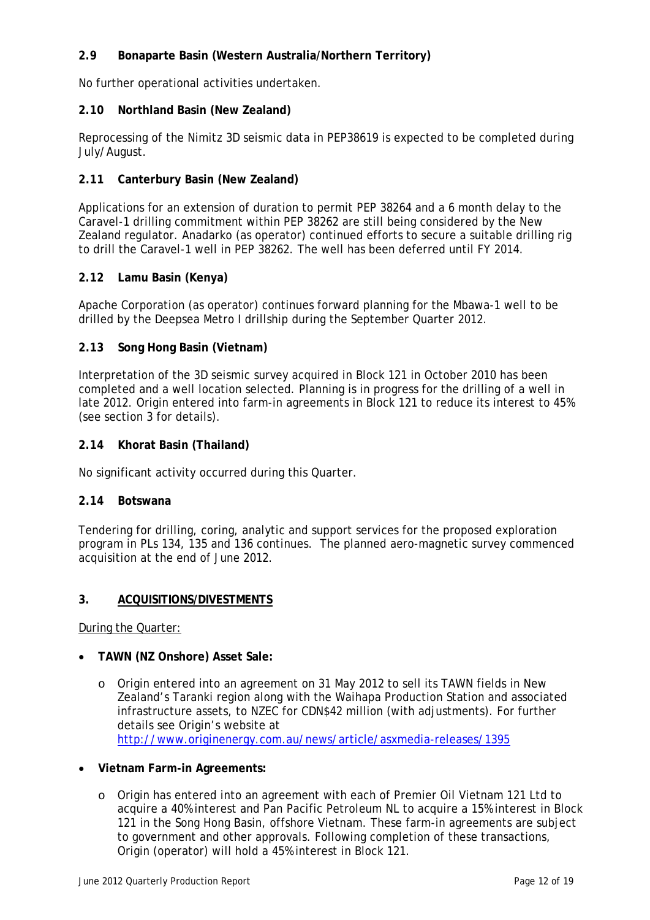### 2.9 Bonaparte Basin (Western Australia/Northern Territory)

No further operational activities undertaken.

### 2.10 Northland Basin (New Zealand)

Reprocessing of the Nimitz 3D seismic data in PEP38619 is expected to be completed during July/August.

### 2.11 Canterbury Basin (New Zealand)

Applications for an extension of duration to permit PEP 38264 and a 6 month delay to the Caravel-1 drilling commitment within PEP 38262 are still being considered by the New Zealand regulator. Anadarko (as operator) continued efforts to secure a suitable drilling rig to drill the Caravel-1 well in PEP 38262. The well has been deferred until FY 2014.

### 2.12 Lamu Basin (Kenya)

Apache Corporation (as operator) continues forward planning for the Mbawa-1 well to be drilled by the Deepsea Metro I drillship during the September Quarter 2012.

### 2.13 Song Hong Basin (Vietnam)

Interpretation of the 3D seismic survey acquired in Block 121 in October 2010 has been completed and a well location selected. Planning is in progress for the drilling of a well in late 2012. Origin entered into farm-in agreements in Block 121 to reduce its interest to 45% (see section 3 for details).

### 2.14 Khorat Basin (Thailand)

No significant activity occurred during this Quarter.

### 2.14 Botswana

Tendering for drilling, coring, analytic and support services for the proposed exploration program in PLs 134, 135 and 136 continues. The planned aero-magnetic survey commenced acquisition at the end of June 2012.

## 3. ACQUISITIONS/DIVESTMENTS

During the Quarter:

- **TAWN (NZ Onshore) Asset Sale:**
  - Origin entered into an agreement on 31 May 2012 to sell its TAWN fields in New Zealand's Taranki region along with the Waihapa Production Station and associated infrastructure assets, to NZEC for CDN$42 million (with adjustments). For further details see Origin's website at http://www.originenergy.com.au/news/article/asxmedia-releases/1395

- **Vietnam Farm-in Agreements:**
  - Origin has entered into an agreement with each of Premier Oil Vietnam 121 Ltd to acquire a 40% interest and Pan Pacific Petroleum NL to acquire a 15% interest in Block 121 in the Song Hong Basin, offshore Vietnam. These farm-in agreements are subject to government and other approvals. Following completion of these transactions, Origin (operator) will hold a 45% interest in Block 121.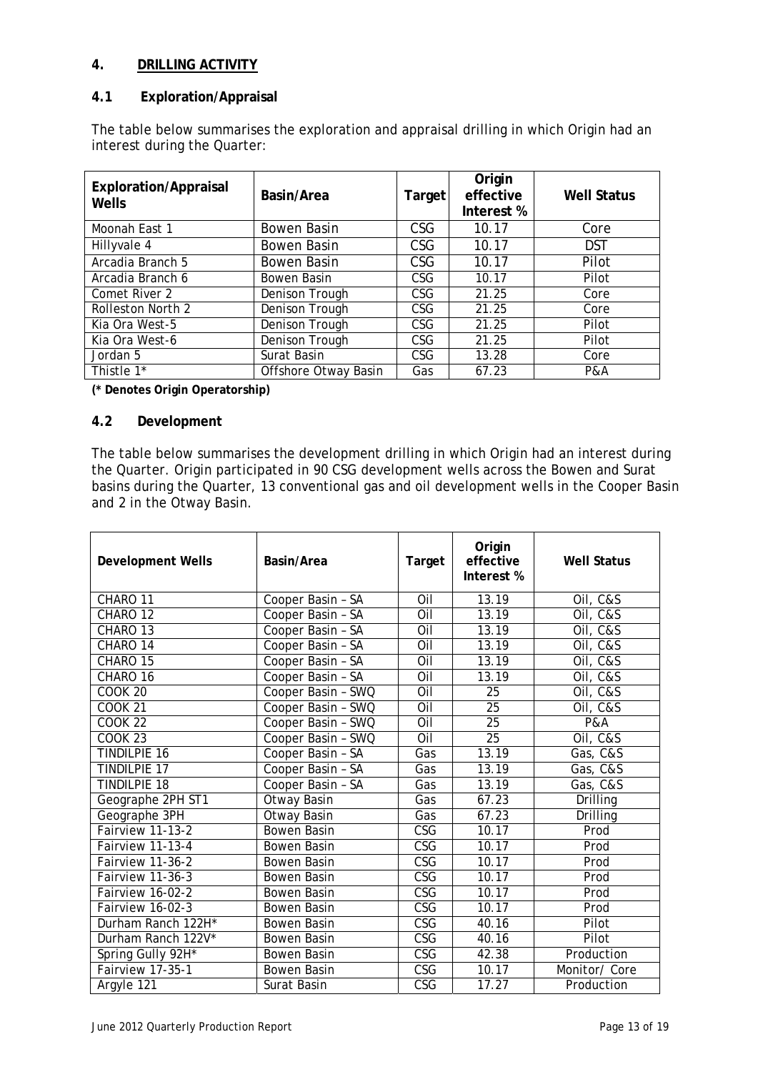## 4. DRILLING ACTIVITY

### 4.1 Exploration/Appraisal

The table below summarises the exploration and appraisal drilling in which Origin had an interest during the Quarter:

| Exploration/Appraisal Wells | Basin/Area | Target | Origin effective Interest % | Well Status |
|---|---|---|---|---|
| Moonah East 1 | Bowen Basin | CSG | 10.17 | Core |
| Hillyvale 4 | Bowen Basin | CSG | 10.17 | DST |
| Arcadia Branch 5 | Bowen Basin | CSG | 10.17 | Pilot |
| Arcadia Branch 6 | Bowen Basin | CSG | 10.17 | Pilot |
| Comet River 2 | Denison Trough | CSG | 21.25 | Core |
| Rolleston North 2 | Denison Trough | CSG | 21.25 | Core |
| Kia Ora West-5 | Denison Trough | CSG | 21.25 | Pilot |
| Kia Ora West-6 | Denison Trough | CSG | 21.25 | Pilot |
| Jordan 5 | Surat Basin | CSG | 13.28 | Core |
| Thistle 1* | Offshore Otway Basin | Gas | 67.23 | P&A |

**(* Denotes Origin Operatorship)**

### 4.2 Development

The table below summarises the development drilling in which Origin had an interest during the Quarter. Origin participated in 90 CSG development wells across the Bowen and Surat basins during the Quarter, 13 conventional gas and oil development wells in the Cooper Basin and 2 in the Otway Basin.

| Development Wells | Basin/Area | Target | Origin effective Interest % | Well Status |
|---|---|---|---|---|
| CHARO 11 | Cooper Basin – SA | Oil | 13.19 | Oil, C&S |
| CHARO 12 | Cooper Basin – SA | Oil | 13.19 | Oil, C&S |
| CHARO 13 | Cooper Basin – SA | Oil | 13.19 | Oil, C&S |
| CHARO 14 | Cooper Basin – SA | Oil | 13.19 | Oil, C&S |
| CHARO 15 | Cooper Basin – SA | Oil | 13.19 | Oil, C&S |
| CHARO 16 | Cooper Basin – SA | Oil | 13.19 | Oil, C&S |
| COOK 20 | Cooper Basin – SWQ | Oil | 25 | Oil, C&S |
| COOK 21 | Cooper Basin – SWQ | Oil | 25 | Oil, C&S |
| COOK 22 | Cooper Basin – SWQ | Oil | 25 | P&A |
| COOK 23 | Cooper Basin – SWQ | Oil | 25 | Oil, C&S |
| TINDILPIE 16 | Cooper Basin – SA | Gas | 13.19 | Gas, C&S |
| TINDILPIE 17 | Cooper Basin – SA | Gas | 13.19 | Gas, C&S |
| TINDILPIE 18 | Cooper Basin – SA | Gas | 13.19 | Gas, C&S |
| Geographe 2PH ST1 | Otway Basin | Gas | 67.23 | Drilling |
| Geographe 3PH | Otway Basin | Gas | 67.23 | Drilling |
| Fairview 11-13-2 | Bowen Basin | CSG | 10.17 | Prod |
| Fairview 11-13-4 | Bowen Basin | CSG | 10.17 | Prod |
| Fairview 11-36-2 | Bowen Basin | CSG | 10.17 | Prod |
| Fairview 11-36-3 | Bowen Basin | CSG | 10.17 | Prod |
| Fairview 16-02-2 | Bowen Basin | CSG | 10.17 | Prod |
| Fairview 16-02-3 | Bowen Basin | CSG | 10.17 | Prod |
| Durham Ranch 122H* | Bowen Basin | CSG | 40.16 | Pilot |
| Durham Ranch 122V* | Bowen Basin | CSG | 40.16 | Pilot |
| Spring Gully 92H* | Bowen Basin | CSG | 42.38 | Production |
| Fairview 17-35-1 | Bowen Basin | CSG | 10.17 | Monitor/ Core |
| Argyle 121 | Surat Basin | CSG | 17.27 | Production |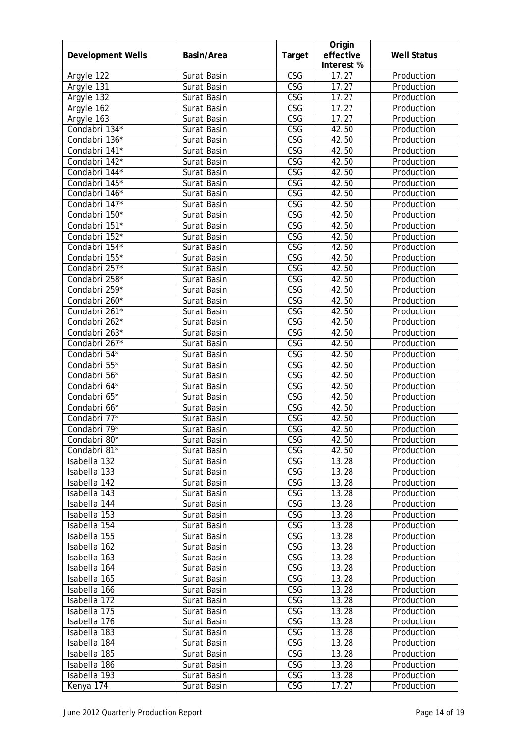| Development Wells | Basin/Area | Target | Origin effective Interest % | Well Status |
|---|---|---|---|---|
| Argyle 122 | Surat Basin | CSG | 17.27 | Production |
| Argyle 131 | Surat Basin | CSG | 17.27 | Production |
| Argyle 132 | Surat Basin | CSG | 17.27 | Production |
| Argyle 162 | Surat Basin | CSG | 17.27 | Production |
| Argyle 163 | Surat Basin | CSG | 17.27 | Production |
| Condabri 134* | Surat Basin | CSG | 42.50 | Production |
| Condabri 136* | Surat Basin | CSG | 42.50 | Production |
| Condabri 141* | Surat Basin | CSG | 42.50 | Production |
| Condabri 142* | Surat Basin | CSG | 42.50 | Production |
| Condabri 144* | Surat Basin | CSG | 42.50 | Production |
| Condabri 145* | Surat Basin | CSG | 42.50 | Production |
| Condabri 146* | Surat Basin | CSG | 42.50 | Production |
| Condabri 147* | Surat Basin | CSG | 42.50 | Production |
| Condabri 150* | Surat Basin | CSG | 42.50 | Production |
| Condabri 151* | Surat Basin | CSG | 42.50 | Production |
| Condabri 152* | Surat Basin | CSG | 42.50 | Production |
| Condabri 154* | Surat Basin | CSG | 42.50 | Production |
| Condabri 155* | Surat Basin | CSG | 42.50 | Production |
| Condabri 257* | Surat Basin | CSG | 42.50 | Production |
| Condabri 258* | Surat Basin | CSG | 42.50 | Production |
| Condabri 259* | Surat Basin | CSG | 42.50 | Production |
| Condabri 260* | Surat Basin | CSG | 42.50 | Production |
| Condabri 261* | Surat Basin | CSG | 42.50 | Production |
| Condabri 262* | Surat Basin | CSG | 42.50 | Production |
| Condabri 263* | Surat Basin | CSG | 42.50 | Production |
| Condabri 267* | Surat Basin | CSG | 42.50 | Production |
| Condabri 54* | Surat Basin | CSG | 42.50 | Production |
| Condabri 55* | Surat Basin | CSG | 42.50 | Production |
| Condabri 56* | Surat Basin | CSG | 42.50 | Production |
| Condabri 64* | Surat Basin | CSG | 42.50 | Production |
| Condabri 65* | Surat Basin | CSG | 42.50 | Production |
| Condabri 66* | Surat Basin | CSG | 42.50 | Production |
| Condabri 77* | Surat Basin | CSG | 42.50 | Production |
| Condabri 79* | Surat Basin | CSG | 42.50 | Production |
| Condabri 80* | Surat Basin | CSG | 42.50 | Production |
| Condabri 81* | Surat Basin | CSG | 42.50 | Production |
| Isabella 132 | Surat Basin | CSG | 13.28 | Production |
| Isabella 133 | Surat Basin | CSG | 13.28 | Production |
| Isabella 142 | Surat Basin | CSG | 13.28 | Production |
| Isabella 143 | Surat Basin | CSG | 13.28 | Production |
| Isabella 144 | Surat Basin | CSG | 13.28 | Production |
| Isabella 153 | Surat Basin | CSG | 13.28 | Production |
| Isabella 154 | Surat Basin | CSG | 13.28 | Production |
| Isabella 155 | Surat Basin | CSG | 13.28 | Production |
| Isabella 162 | Surat Basin | CSG | 13.28 | Production |
| Isabella 163 | Surat Basin | CSG | 13.28 | Production |
| Isabella 164 | Surat Basin | CSG | 13.28 | Production |
| Isabella 165 | Surat Basin | CSG | 13.28 | Production |
| Isabella 166 | Surat Basin | CSG | 13.28 | Production |
| Isabella 172 | Surat Basin | CSG | 13.28 | Production |
| Isabella 175 | Surat Basin | CSG | 13.28 | Production |
| Isabella 176 | Surat Basin | CSG | 13.28 | Production |
| Isabella 183 | Surat Basin | CSG | 13.28 | Production |
| Isabella 184 | Surat Basin | CSG | 13.28 | Production |
| Isabella 185 | Surat Basin | CSG | 13.28 | Production |
| Isabella 186 | Surat Basin | CSG | 13.28 | Production |
| Isabella 193 | Surat Basin | CSG | 13.28 | Production |
| Kenya 174 | Surat Basin | CSG | 17.27 | Production |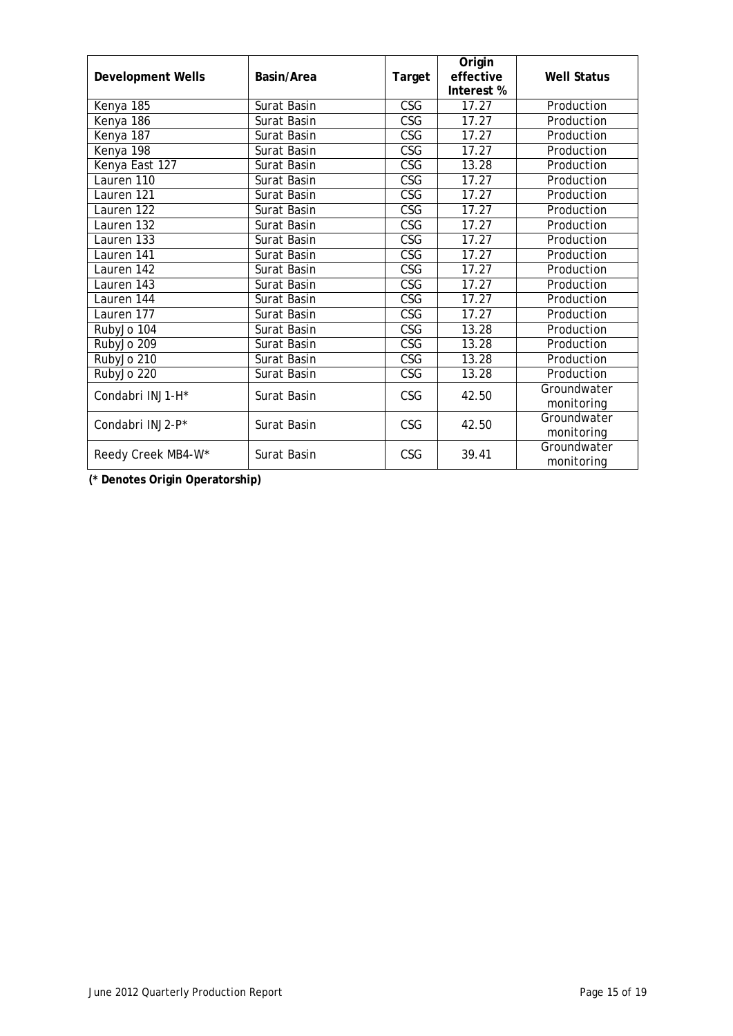| Development Wells | Basin/Area | Target | Origin effective Interest % | Well Status |
|---|---|---|---|---|
| Kenya 185 | Surat Basin | CSG | 17.27 | Production |
| Kenya 186 | Surat Basin | CSG | 17.27 | Production |
| Kenya 187 | Surat Basin | CSG | 17.27 | Production |
| Kenya 198 | Surat Basin | CSG | 17.27 | Production |
| Kenya East 127 | Surat Basin | CSG | 13.28 | Production |
| Lauren 110 | Surat Basin | CSG | 17.27 | Production |
| Lauren 121 | Surat Basin | CSG | 17.27 | Production |
| Lauren 122 | Surat Basin | CSG | 17.27 | Production |
| Lauren 132 | Surat Basin | CSG | 17.27 | Production |
| Lauren 133 | Surat Basin | CSG | 17.27 | Production |
| Lauren 141 | Surat Basin | CSG | 17.27 | Production |
| Lauren 142 | Surat Basin | CSG | 17.27 | Production |
| Lauren 143 | Surat Basin | CSG | 17.27 | Production |
| Lauren 144 | Surat Basin | CSG | 17.27 | Production |
| Lauren 177 | Surat Basin | CSG | 17.27 | Production |
| RubyJo 104 | Surat Basin | CSG | 13.28 | Production |
| RubyJo 209 | Surat Basin | CSG | 13.28 | Production |
| RubyJo 210 | Surat Basin | CSG | 13.28 | Production |
| RubyJo 220 | Surat Basin | CSG | 13.28 | Production |
| Condabri INJ1-H* | Surat Basin | CSG | 42.50 | Groundwater monitoring |
| Condabri INJ2-P* | Surat Basin | CSG | 42.50 | Groundwater monitoring |
| Reedy Creek MB4-W* | Surat Basin | CSG | 39.41 | Groundwater monitoring |

**(* Denotes Origin Operatorship)**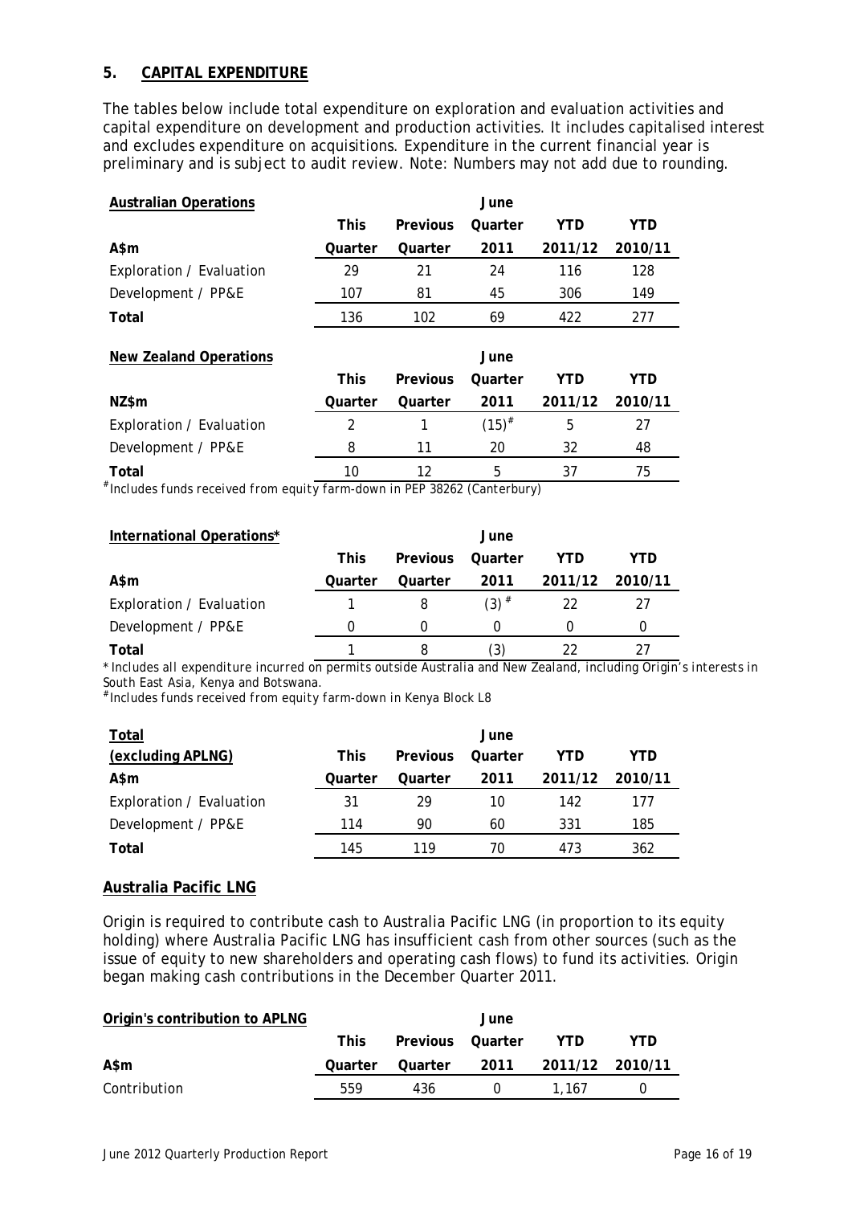## 5. CAPITAL EXPENDITURE

The tables below include total expenditure on exploration and evaluation activities and capital expenditure on development and production activities. It includes capitalised interest and excludes expenditure on acquisitions. Expenditure in the current financial year is preliminary and is subject to audit review. Note: Numbers may not add due to rounding.

| **Australian Operations** A$m | This Quarter | Previous Quarter | June Quarter 2011 | YTD 2011/12 | YTD 2010/11 |
|---|---|---|---|---|---|
| Exploration / Evaluation | 29 | 21 | 24 | 116 | 128 |
| Development / PP&E | 107 | 81 | 45 | 306 | 149 |
| **Total** | 136 | 102 | 69 | 422 | 277 |

| **New Zealand Operations** NZ$m | This Quarter | Previous Quarter | June Quarter 2011 | YTD 2011/12 | YTD 2010/11 |
|---|---|---|---|---|---|
| Exploration / Evaluation | 2 | 1 | (15)# | 5 | 27 |
| Development / PP&E | 8 | 11 | 20 | 32 | 48 |
| **Total** | 10 | 12 | 5 | 37 | 75 |

# Includes funds received from equity farm-down in PEP 38262 (Canterbury)

| **International Operations*** A$m | This Quarter | Previous Quarter | June Quarter 2011 | YTD 2011/12 | YTD 2010/11 |
|---|---|---|---|---|---|
| Exploration / Evaluation | 1 | 8 | (3) # | 22 | 27 |
| Development / PP&E | 0 | 0 | 0 | 0 | 0 |
| **Total** | 1 | 8 | (3) | 22 | 27 |

* Includes all expenditure incurred on permits outside Australia and New Zealand, including Origin's interests in South East Asia, Kenya and Botswana.
# Includes funds received from equity farm-down in Kenya Block L8

| **Total (excluding APLNG)** A$m | This Quarter | Previous Quarter | June Quarter 2011 | YTD 2011/12 | YTD 2010/11 |
|---|---|---|---|---|---|
| Exploration / Evaluation | 31 | 29 | 10 | 142 | 177 |
| Development / PP&E | 114 | 90 | 60 | 331 | 185 |
| **Total** | 145 | 119 | 70 | 473 | 362 |

### Australia Pacific LNG

Origin is required to contribute cash to Australia Pacific LNG (in proportion to its equity holding) where Australia Pacific LNG has insufficient cash from other sources (such as the issue of equity to new shareholders and operating cash flows) to fund its activities. Origin began making cash contributions in the December Quarter 2011.

| **Origin's contribution to APLNG** A$m | This Quarter | Previous Quarter | June Quarter 2011 | YTD 2011/12 | YTD 2010/11 |
|---|---|---|---|---|---|
| Contribution | 559 | 436 | 0 | 1,167 | 0 |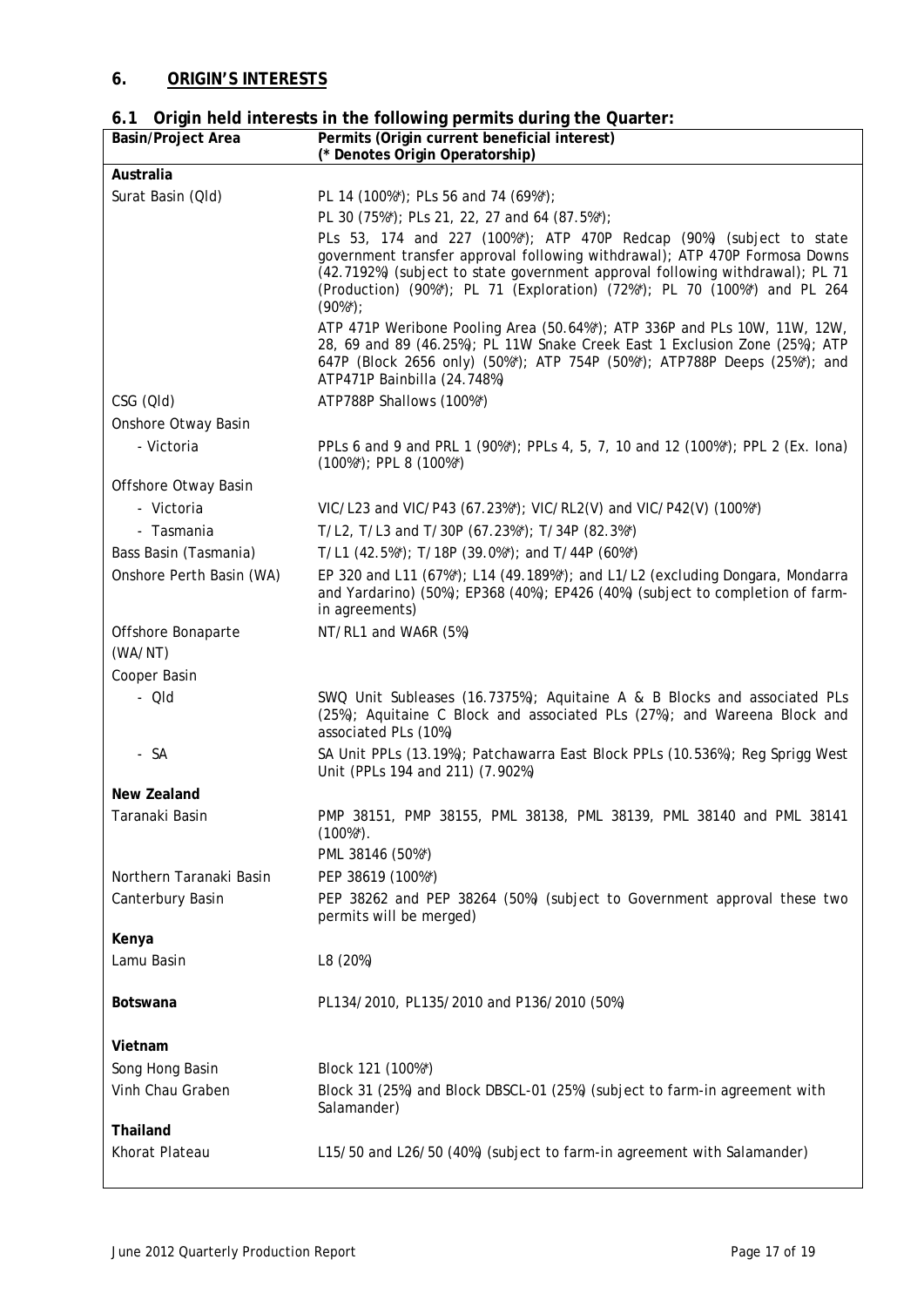## 6. ORIGIN'S INTERESTS

### 6.1 Origin held interests in the following permits during the Quarter:

| Basin/Project Area | Permits (Origin current beneficial interest) (* Denotes Origin Operatorship) |
|---|---|
| **Australia** | |
| Surat Basin (Qld) | PL 14 (100%*); PLs 56 and 74 (69%*); |
| | PL 30 (75%*); PLs 21, 22, 27 and 64 (87.5%*); |
| | PLs 53, 174 and 227 (100%*); ATP 470P Redcap (90%) (subject to state government transfer approval following withdrawal); ATP 470P Formosa Downs (42.7192%) (subject to state government approval following withdrawal); PL 71 (Production) (90%*); PL 71 (Exploration) (72%*); PL 70 (100%*) and PL 264 (90%*); |
| | ATP 471P Weribone Pooling Area (50.64%*); ATP 336P and PLs 10W, 11W, 12W, 28, 69 and 89 (46.25%); PL 11W Snake Creek East 1 Exclusion Zone (25%); ATP 647P (Block 2656 only) (50%*); ATP 754P (50%*); ATP788P Deeps (25%*); and ATP471P Bainbilla (24.748%) |
| CSG (Qld) | ATP788P Shallows (100%*) |
| Onshore Otway Basin | |
| - Victoria | PPLs 6 and 9 and PRL 1 (90%*); PPLs 4, 5, 7, 10 and 12 (100%*); PPL 2 (Ex. Iona) (100%*); PPL 8 (100%*) |
| Offshore Otway Basin | |
| - Victoria | VIC/L23 and VIC/P43 (67.23%*); VIC/RL2(V) and VIC/P42(V) (100%*) |
| - Tasmania | T/L2, T/L3 and T/30P (67.23%*); T/34P (82.3%*) |
| Bass Basin (Tasmania) | T/L1 (42.5%*); T/18P (39.0%*); and T/44P (60%*) |
| Onshore Perth Basin (WA) | EP 320 and L11 (67%*); L14 (49.189%*); and L1/L2 (excluding Dongara, Mondarra and Yardarino) (50%); EP368 (40%); EP426 (40%) (subject to completion of farm-in agreements) |
| Offshore Bonaparte (WA/NT) | NT/RL1 and WA6R (5%) |
| Cooper Basin | |
| - Qld | SWQ Unit Subleases (16.7375%); Aquitaine A & B Blocks and associated PLs (25%); Aquitaine C Block and associated PLs (27%); and Wareena Block and associated PLs (10%) |
| - SA | SA Unit PPLs (13.19%); Patchawarra East Block PPLs (10.536%); Reg Sprigg West Unit (PPLs 194 and 211) (7.902%) |
| **New Zealand** | |
| Taranaki Basin | PMP 38151, PMP 38155, PML 38138, PML 38139, PML 38140 and PML 38141 (100%*). |
| | PML 38146 (50%*) |
| Northern Taranaki Basin | PEP 38619 (100%*) |
| Canterbury Basin | PEP 38262 and PEP 38264 (50%) (subject to Government approval these two permits will be merged) |
| **Kenya** | |
| Lamu Basin | L8 (20%) |
| **Botswana** | PL134/2010, PL135/2010 and P136/2010 (50%) |
| **Vietnam** | |
| Song Hong Basin | Block 121 (100%*) |
| Vinh Chau Graben | Block 31 (25%) and Block DBSCL-01 (25%) (subject to farm-in agreement with Salamander) |
| **Thailand** | |
| Khorat Plateau | L15/50 and L26/50 (40%) (subject to farm-in agreement with Salamander) |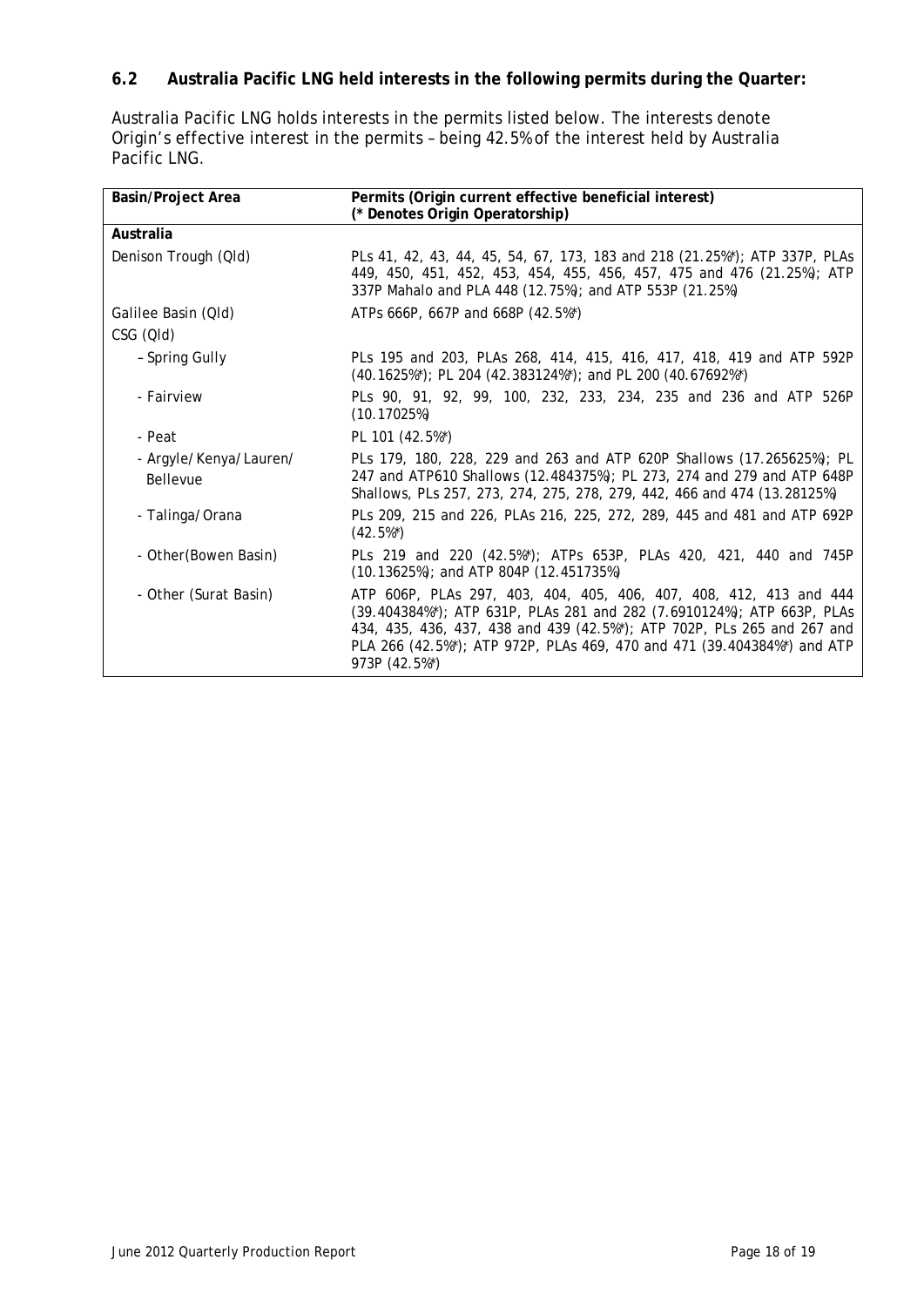### 6.2 Australia Pacific LNG held interests in the following permits during the Quarter:

Australia Pacific LNG holds interests in the permits listed below. The interests denote Origin's effective interest in the permits – being 42.5% of the interest held by Australia Pacific LNG.

| Basin/Project Area | Permits (Origin current effective beneficial interest) (* Denotes Origin Operatorship) |
|---|---|
| **Australia** | |
| Denison Trough (Qld) | PLs 41, 42, 43, 44, 45, 54, 67, 173, 183 and 218 (21.25%*); ATP 337P, PLAs 449, 450, 451, 452, 453, 454, 455, 456, 457, 475 and 476 (21.25%); ATP 337P Mahalo and PLA 448 (12.75%); and ATP 553P (21.25%) |
| Galilee Basin (Qld) | ATPs 666P, 667P and 668P (42.5%*) |
| CSG (Qld) | |
| – Spring Gully | PLs 195 and 203, PLAs 268, 414, 415, 416, 417, 418, 419 and ATP 592P (40.1625%*); PL 204 (42.383124%*); and PL 200 (40.67692%*) |
| - Fairview | PLs 90, 91, 92, 99, 100, 232, 233, 234, 235 and 236 and ATP 526P (10.17025%) |
| - Peat | PL 101 (42.5%*) |
| - Argyle/Kenya/Lauren/ Bellevue | PLs 179, 180, 228, 229 and 263 and ATP 620P Shallows (17.265625%); PL 247 and ATP610 Shallows (12.484375%); PL 273, 274 and 279 and ATP 648P Shallows, PLs 257, 273, 274, 275, 278, 279, 442, 466 and 474 (13.28125%) |
| - Talinga/Orana | PLs 209, 215 and 226, PLAs 216, 225, 272, 289, 445 and 481 and ATP 692P (42.5%*) |
| - Other(Bowen Basin) | PLs 219 and 220 (42.5%*); ATPs 653P, PLAs 420, 421, 440 and 745P (10.13625%); and ATP 804P (12.451735%) |
| - Other (Surat Basin) | ATP 606P, PLAs 297, 403, 404, 405, 406, 407, 408, 412, 413 and 444 (39.404384%*); ATP 631P, PLAs 281 and 282 (7.6910124%); ATP 663P, PLAs 434, 435, 436, 437, 438 and 439 (42.5%*); ATP 702P, PLs 265 and 267 and PLA 266 (42.5%*); ATP 972P, PLAs 469, 470 and 471 (39.404384%*) and ATP 973P (42.5%*) |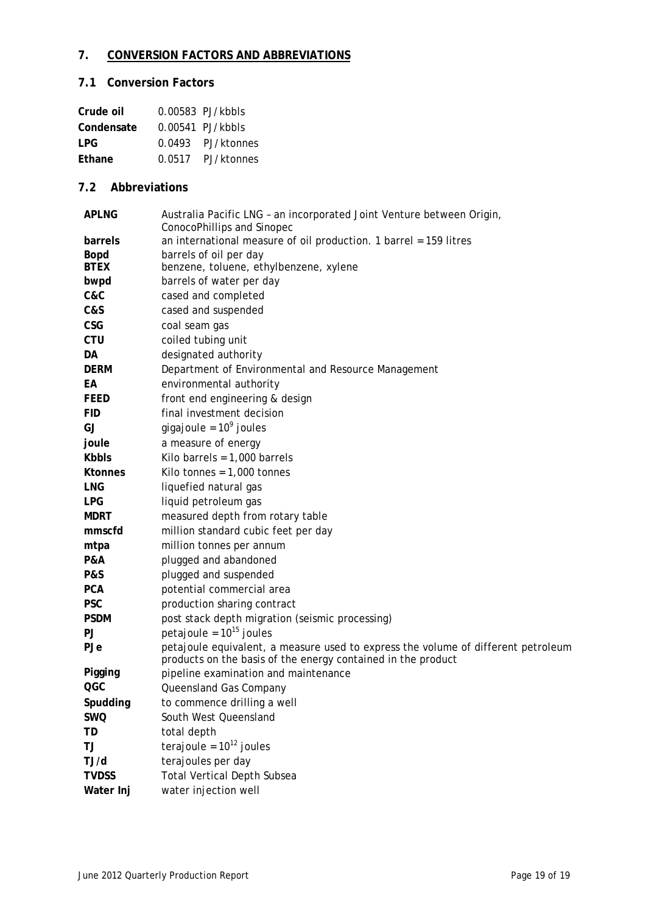## 7. CONVERSION FACTORS AND ABBREVIATIONS

### 7.1 Conversion Factors

| | |
|---|---|
| **Crude oil** | 0.00583 PJ/kbbls |
| **Condensate** | 0.00541 PJ/kbbls |
| **LPG** | 0.0493 PJ/ktonnes |
| **Ethane** | 0.0517 PJ/ktonnes |

### 7.2 Abbreviations

| | |
|---|---|
| **APLNG** | Australia Pacific LNG – an incorporated Joint Venture between Origin, ConocoPhillips and Sinopec |
| **barrels** | an international measure of oil production. 1 barrel = 159 litres |
| **Bopd** | barrels of oil per day |
| **BTEX** | benzene, toluene, ethylbenzene, xylene |
| **bwpd** | barrels of water per day |
| **C&C** | cased and completed |
| **C&S** | cased and suspended |
| **CSG** | coal seam gas |
| **CTU** | coiled tubing unit |
| **DA** | designated authority |
| **DERM** | Department of Environmental and Resource Management |
| **EA** | environmental authority |
| **FEED** | front end engineering & design |
| **FID** | final investment decision |
| **GJ** | gigajoule = $10^9$ joules |
| **joule** | a measure of energy |
| **Kbbls** | Kilo barrels = 1,000 barrels |
| **Ktonnes** | Kilo tonnes = 1,000 tonnes |
| **LNG** | liquefied natural gas |
| **LPG** | liquid petroleum gas |
| **MDRT** | measured depth from rotary table |
| **mmscfd** | million standard cubic feet per day |
| **mtpa** | million tonnes per annum |
| **P&A** | plugged and abandoned |
| **P&S** | plugged and suspended |
| **PCA** | potential commercial area |
| **PSC** | production sharing contract |
| **PSDM** | post stack depth migration (seismic processing) |
| **PJ** | petajoule = $10^{15}$ joules |
| **PJe** | petajoule equivalent, a measure used to express the volume of different petroleum products on the basis of the energy contained in the product |
| **Pigging** | pipeline examination and maintenance |
| **QGC** | Queensland Gas Company |
| **Spudding** | to commence drilling a well |
| **SWQ** | South West Queensland |
| **TD** | total depth |
| **TJ** | terajoule = $10^{12}$ joules |
| **TJ/d** | terajoules per day |
| **TVDSS** | Total Vertical Depth Subsea |
| **Water Inj** | water injection well |